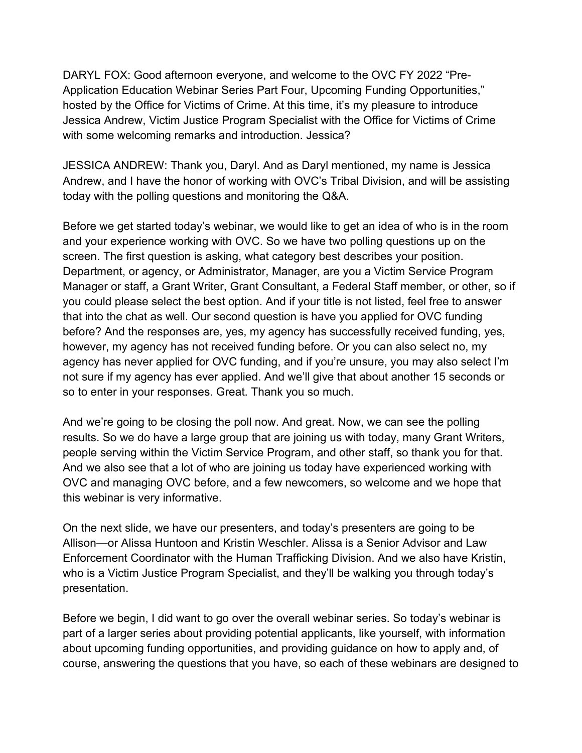DARYL FOX: Good afternoon everyone, and welcome to the OVC FY 2022 "Pre-Application Education Webinar Series Part Four, Upcoming Funding Opportunities," hosted by the Office for Victims of Crime. At this time, it's my pleasure to introduce Jessica Andrew, Victim Justice Program Specialist with the Office for Victims of Crime with some welcoming remarks and introduction. Jessica?

JESSICA ANDREW: Thank you, Daryl. And as Daryl mentioned, my name is Jessica Andrew, and I have the honor of working with OVC's Tribal Division, and will be assisting today with the polling questions and monitoring the Q&A.

Before we get started today's webinar, we would like to get an idea of who is in the room and your experience working with OVC. So we have two polling questions up on the screen. The first question is asking, what category best describes your position. Department, or agency, or Administrator, Manager, are you a Victim Service Program Manager or staff, a Grant Writer, Grant Consultant, a Federal Staff member, or other, so if you could please select the best option. And if your title is not listed, feel free to answer that into the chat as well. Our second question is have you applied for OVC funding before? And the responses are, yes, my agency has successfully received funding, yes, however, my agency has not received funding before. Or you can also select no, my agency has never applied for OVC funding, and if you're unsure, you may also select I'm not sure if my agency has ever applied. And we'll give that about another 15 seconds or so to enter in your responses. Great. Thank you so much.

And we're going to be closing the poll now. And great. Now, we can see the polling results. So we do have a large group that are joining us with today, many Grant Writers, people serving within the Victim Service Program, and other staff, so thank you for that. And we also see that a lot of who are joining us today have experienced working with OVC and managing OVC before, and a few newcomers, so welcome and we hope that this webinar is very informative.

On the next slide, we have our presenters, and today's presenters are going to be Allison—or Alissa Huntoon and Kristin Weschler. Alissa is a Senior Advisor and Law Enforcement Coordinator with the Human Trafficking Division. And we also have Kristin, who is a Victim Justice Program Specialist, and they'll be walking you through today's presentation.

Before we begin, I did want to go over the overall webinar series. So today's webinar is part of a larger series about providing potential applicants, like yourself, with information about upcoming funding opportunities, and providing guidance on how to apply and, of course, answering the questions that you have, so each of these webinars are designed to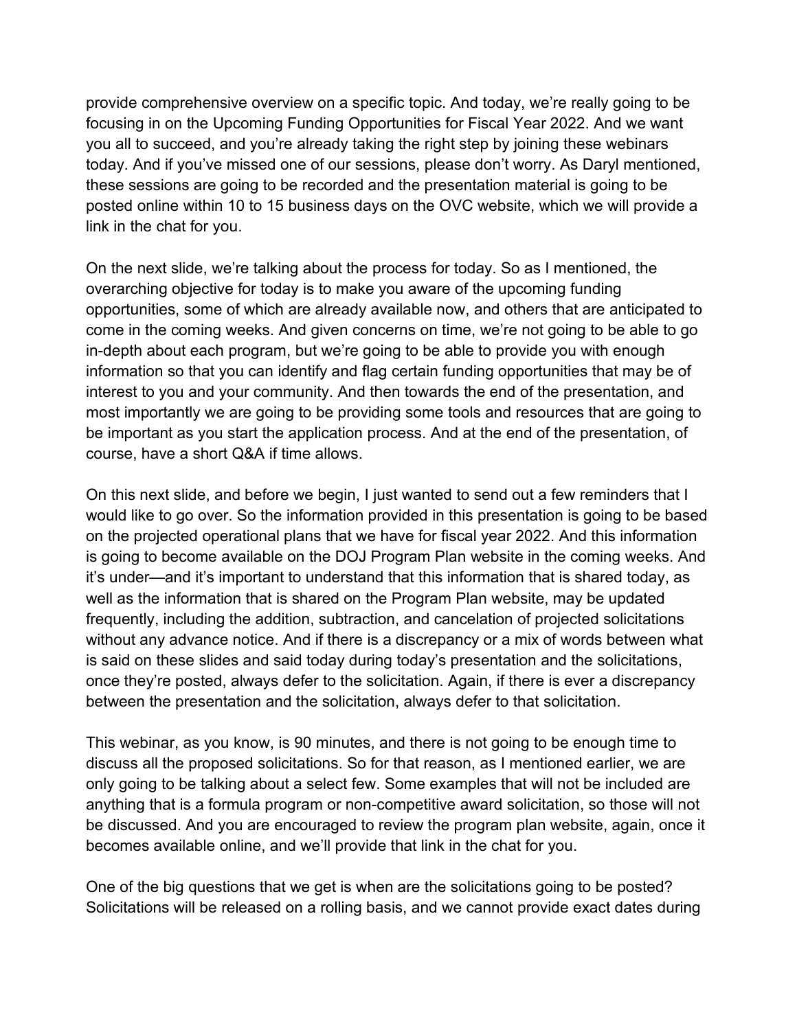provide comprehensive overview on a specific topic. And today, we're really going to be focusing in on the Upcoming Funding Opportunities for Fiscal Year 2022. And we want you all to succeed, and you're already taking the right step by joining these webinars today. And if you've missed one of our sessions, please don't worry. As Daryl mentioned, these sessions are going to be recorded and the presentation material is going to be posted online within 10 to 15 business days on the OVC website, which we will provide a link in the chat for you.

On the next slide, we're talking about the process for today. So as I mentioned, the overarching objective for today is to make you aware of the upcoming funding opportunities, some of which are already available now, and others that are anticipated to come in the coming weeks. And given concerns on time, we're not going to be able to go in-depth about each program, but we're going to be able to provide you with enough information so that you can identify and flag certain funding opportunities that may be of interest to you and your community. And then towards the end of the presentation, and most importantly we are going to be providing some tools and resources that are going to be important as you start the application process. And at the end of the presentation, of course, have a short Q&A if time allows.

On this next slide, and before we begin, I just wanted to send out a few reminders that I would like to go over. So the information provided in this presentation is going to be based on the projected operational plans that we have for fiscal year 2022. And this information is going to become available on the DOJ Program Plan website in the coming weeks. And it's under—and it's important to understand that this information that is shared today, as well as the information that is shared on the Program Plan website, may be updated frequently, including the addition, subtraction, and cancelation of projected solicitations without any advance notice. And if there is a discrepancy or a mix of words between what is said on these slides and said today during today's presentation and the solicitations, once they're posted, always defer to the solicitation. Again, if there is ever a discrepancy between the presentation and the solicitation, always defer to that solicitation.

This webinar, as you know, is 90 minutes, and there is not going to be enough time to discuss all the proposed solicitations. So for that reason, as I mentioned earlier, we are only going to be talking about a select few. Some examples that will not be included are anything that is a formula program or non-competitive award solicitation, so those will not be discussed. And you are encouraged to review the program plan website, again, once it becomes available online, and we'll provide that link in the chat for you.

One of the big questions that we get is when are the solicitations going to be posted? Solicitations will be released on a rolling basis, and we cannot provide exact dates during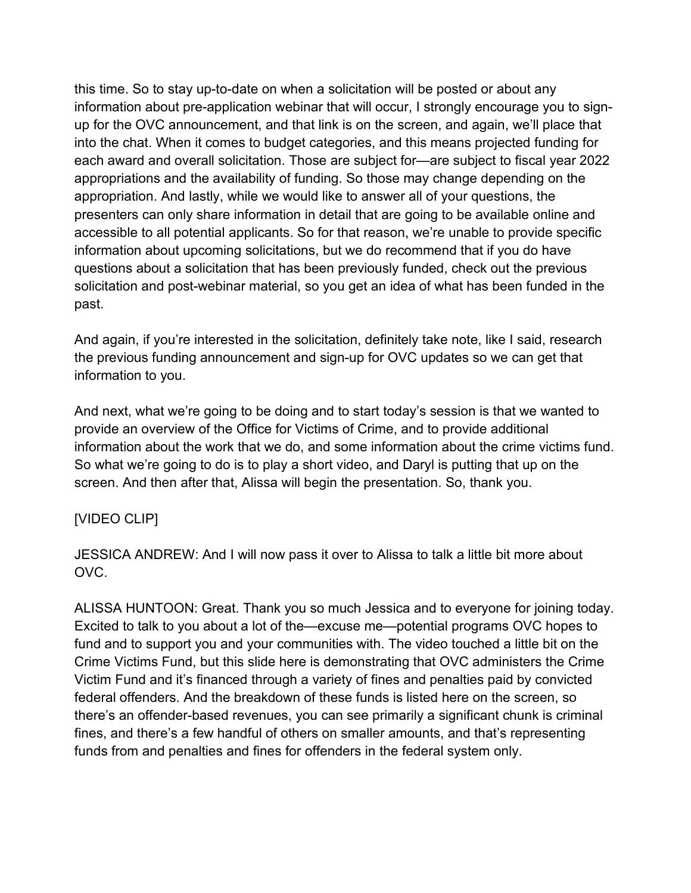this time. So to stay up-to-date on when a solicitation will be posted or about any information about pre-application webinar that will occur, I strongly encourage you to sign-up for the OVC announcement, and that link is on the screen, and again, we'll place that into the chat. When it comes to budget categories, and this means projected funding for each award and overall solicitation. Those are subject for—are subject to fiscal year 2022 appropriations and the availability of funding. So those may change depending on the appropriation. And lastly, while we would like to answer all of your questions, the presenters can only share information in detail that are going to be available online and accessible to all potential applicants. So for that reason, we're unable to provide specific information about upcoming solicitations, but we do recommend that if you do have questions about a solicitation that has been previously funded, check out the previous solicitation and post-webinar material, so you get an idea of what has been funded in the past.

And again, if you're interested in the solicitation, definitely take note, like I said, research the previous funding announcement and sign-up for OVC updates so we can get that information to you.

And next, what we're going to be doing and to start today's session is that we wanted to provide an overview of the Office for Victims of Crime, and to provide additional information about the work that we do, and some information about the crime victims fund. So what we're going to do is to play a short video, and Daryl is putting that up on the screen. And then after that, Alissa will begin the presentation. So, thank you.

[VIDEO CLIP]

JESSICA ANDREW: And I will now pass it over to Alissa to talk a little bit more about OVC.

ALISSA HUNTOON: Great. Thank you so much Jessica and to everyone for joining today. Excited to talk to you about a lot of the—excuse me—potential programs OVC hopes to fund and to support you and your communities with. The video touched a little bit on the Crime Victims Fund, but this slide here is demonstrating that OVC administers the Crime Victim Fund and it's financed through a variety of fines and penalties paid by convicted federal offenders. And the breakdown of these funds is listed here on the screen, so there's an offender-based revenues, you can see primarily a significant chunk is criminal fines, and there's a few handful of others on smaller amounts, and that's representing funds from and penalties and fines for offenders in the federal system only.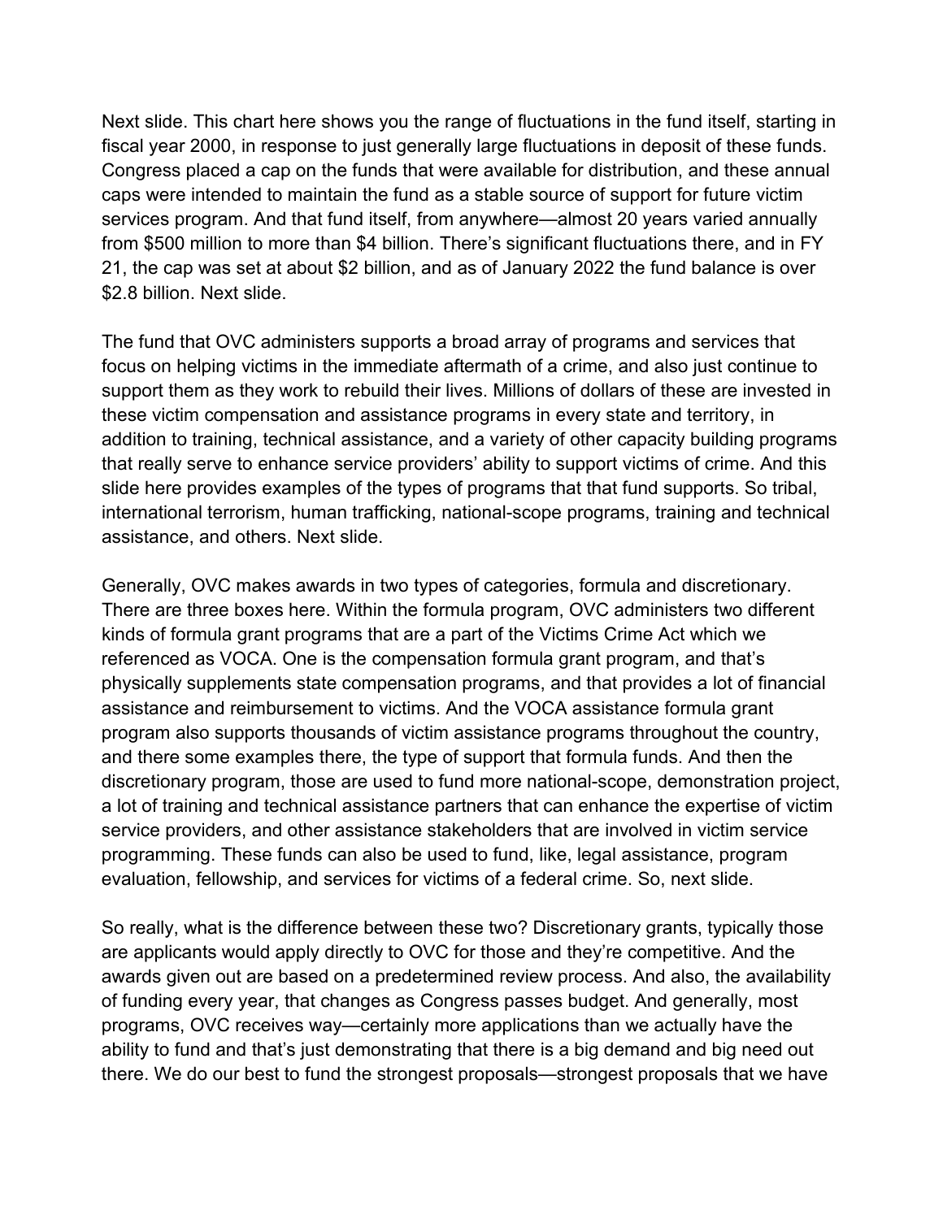Next slide. This chart here shows you the range of fluctuations in the fund itself, starting in fiscal year 2000, in response to just generally large fluctuations in deposit of these funds. Congress placed a cap on the funds that were available for distribution, and these annual caps were intended to maintain the fund as a stable source of support for future victim services program. And that fund itself, from anywhere—almost 20 years varied annually from $500 million to more than $4 billion. There's significant fluctuations there, and in FY 21, the cap was set at about $2 billion, and as of January 2022 the fund balance is over $2.8 billion. Next slide.

The fund that OVC administers supports a broad array of programs and services that focus on helping victims in the immediate aftermath of a crime, and also just continue to support them as they work to rebuild their lives. Millions of dollars of these are invested in these victim compensation and assistance programs in every state and territory, in addition to training, technical assistance, and a variety of other capacity building programs that really serve to enhance service providers' ability to support victims of crime. And this slide here provides examples of the types of programs that that fund supports. So tribal, international terrorism, human trafficking, national-scope programs, training and technical assistance, and others. Next slide.

Generally, OVC makes awards in two types of categories, formula and discretionary. There are three boxes here. Within the formula program, OVC administers two different kinds of formula grant programs that are a part of the Victims Crime Act which we referenced as VOCA. One is the compensation formula grant program, and that's physically supplements state compensation programs, and that provides a lot of financial assistance and reimbursement to victims. And the VOCA assistance formula grant program also supports thousands of victim assistance programs throughout the country, and there some examples there, the type of support that formula funds. And then the discretionary program, those are used to fund more national-scope, demonstration project, a lot of training and technical assistance partners that can enhance the expertise of victim service providers, and other assistance stakeholders that are involved in victim service programming. These funds can also be used to fund, like, legal assistance, program evaluation, fellowship, and services for victims of a federal crime. So, next slide.

So really, what is the difference between these two? Discretionary grants, typically those are applicants would apply directly to OVC for those and they're competitive. And the awards given out are based on a predetermined review process. And also, the availability of funding every year, that changes as Congress passes budget. And generally, most programs, OVC receives way—certainly more applications than we actually have the ability to fund and that's just demonstrating that there is a big demand and big need out there. We do our best to fund the strongest proposals—strongest proposals that we have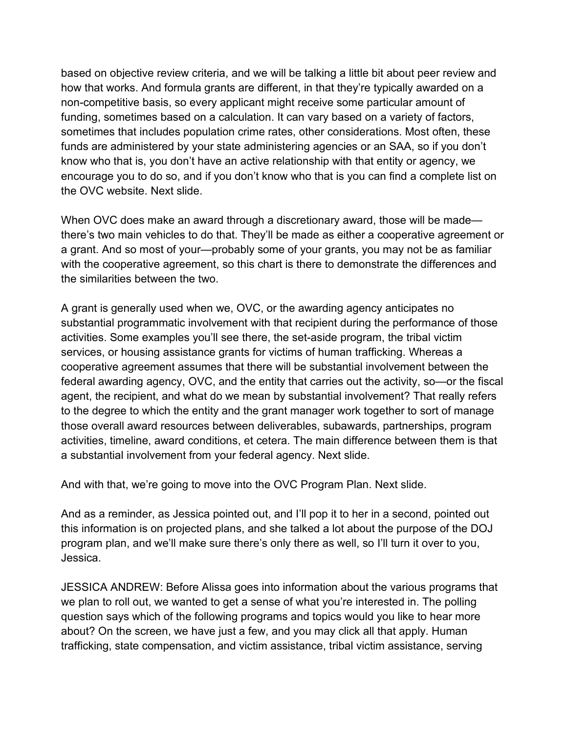based on objective review criteria, and we will be talking a little bit about peer review and how that works. And formula grants are different, in that they're typically awarded on a non-competitive basis, so every applicant might receive some particular amount of funding, sometimes based on a calculation. It can vary based on a variety of factors, sometimes that includes population crime rates, other considerations. Most often, these funds are administered by your state administering agencies or an SAA, so if you don't know who that is, you don't have an active relationship with that entity or agency, we encourage you to do so, and if you don't know who that is you can find a complete list on the OVC website. Next slide.

When OVC does make an award through a discretionary award, those will be made—there's two main vehicles to do that. They'll be made as either a cooperative agreement or a grant. And so most of your—probably some of your grants, you may not be as familiar with the cooperative agreement, so this chart is there to demonstrate the differences and the similarities between the two.

A grant is generally used when we, OVC, or the awarding agency anticipates no substantial programmatic involvement with that recipient during the performance of those activities. Some examples you'll see there, the set-aside program, the tribal victim services, or housing assistance grants for victims of human trafficking. Whereas a cooperative agreement assumes that there will be substantial involvement between the federal awarding agency, OVC, and the entity that carries out the activity, so—or the fiscal agent, the recipient, and what do we mean by substantial involvement? That really refers to the degree to which the entity and the grant manager work together to sort of manage those overall award resources between deliverables, subawards, partnerships, program activities, timeline, award conditions, et cetera. The main difference between them is that a substantial involvement from your federal agency. Next slide.

And with that, we're going to move into the OVC Program Plan. Next slide.

And as a reminder, as Jessica pointed out, and I'll pop it to her in a second, pointed out this information is on projected plans, and she talked a lot about the purpose of the DOJ program plan, and we'll make sure there's only there as well, so I'll turn it over to you, Jessica.

JESSICA ANDREW: Before Alissa goes into information about the various programs that we plan to roll out, we wanted to get a sense of what you're interested in. The polling question says which of the following programs and topics would you like to hear more about? On the screen, we have just a few, and you may click all that apply. Human trafficking, state compensation, and victim assistance, tribal victim assistance, serving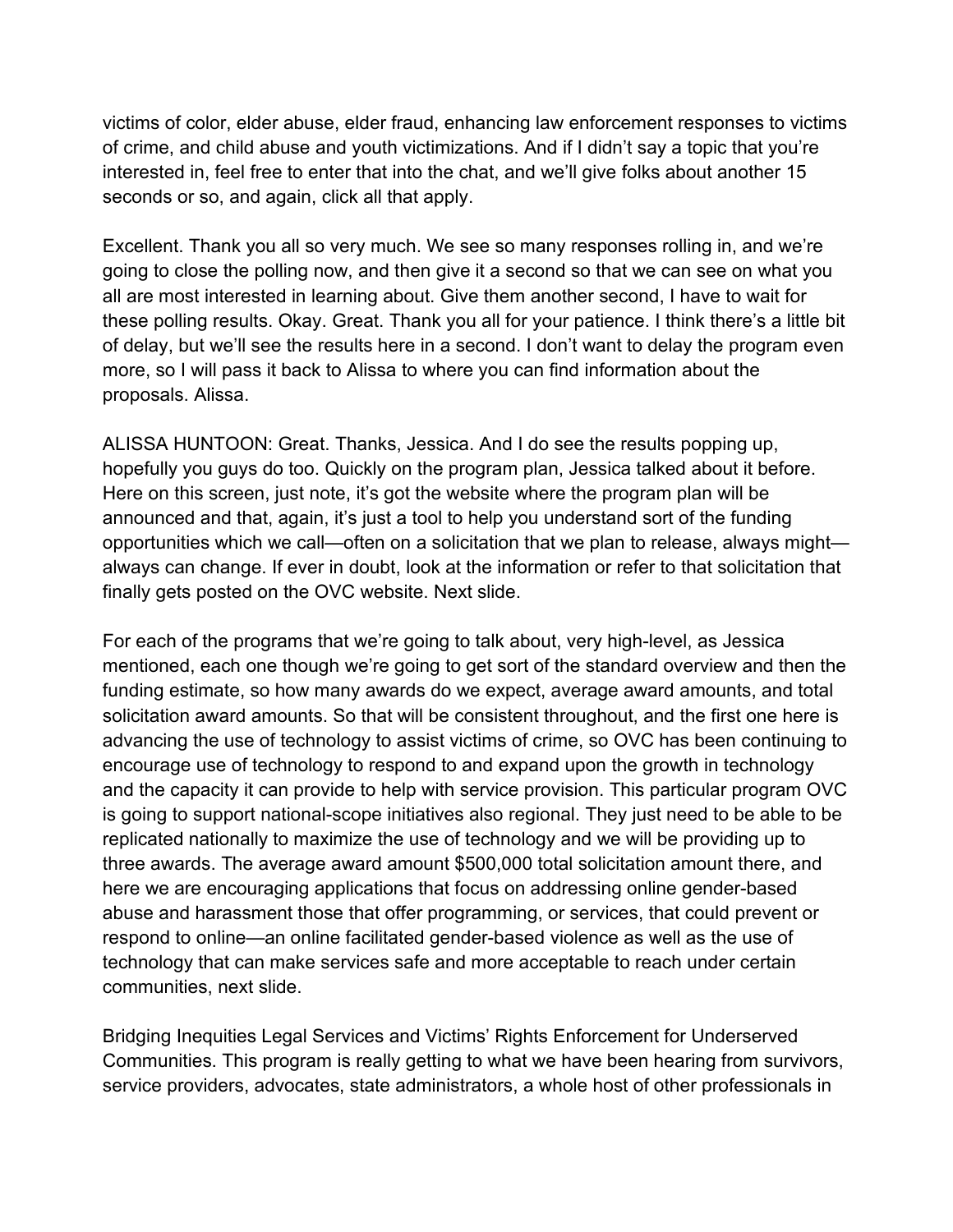victims of color, elder abuse, elder fraud, enhancing law enforcement responses to victims of crime, and child abuse and youth victimizations. And if I didn't say a topic that you're interested in, feel free to enter that into the chat, and we'll give folks about another 15 seconds or so, and again, click all that apply.

Excellent. Thank you all so very much. We see so many responses rolling in, and we're going to close the polling now, and then give it a second so that we can see on what you all are most interested in learning about. Give them another second, I have to wait for these polling results. Okay. Great. Thank you all for your patience. I think there's a little bit of delay, but we'll see the results here in a second. I don't want to delay the program even more, so I will pass it back to Alissa to where you can find information about the proposals. Alissa.

ALISSA HUNTOON: Great. Thanks, Jessica. And I do see the results popping up, hopefully you guys do too. Quickly on the program plan, Jessica talked about it before. Here on this screen, just note, it's got the website where the program plan will be announced and that, again, it's just a tool to help you understand sort of the funding opportunities which we call—often on a solicitation that we plan to release, always might—always can change. If ever in doubt, look at the information or refer to that solicitation that finally gets posted on the OVC website. Next slide.

For each of the programs that we're going to talk about, very high-level, as Jessica mentioned, each one though we're going to get sort of the standard overview and then the funding estimate, so how many awards do we expect, average award amounts, and total solicitation award amounts. So that will be consistent throughout, and the first one here is advancing the use of technology to assist victims of crime, so OVC has been continuing to encourage use of technology to respond to and expand upon the growth in technology and the capacity it can provide to help with service provision. This particular program OVC is going to support national-scope initiatives also regional. They just need to be able to be replicated nationally to maximize the use of technology and we will be providing up to three awards. The average award amount $500,000 total solicitation amount there, and here we are encouraging applications that focus on addressing online gender-based abuse and harassment those that offer programming, or services, that could prevent or respond to online—an online facilitated gender-based violence as well as the use of technology that can make services safe and more acceptable to reach under certain communities, next slide.

Bridging Inequities Legal Services and Victims' Rights Enforcement for Underserved Communities. This program is really getting to what we have been hearing from survivors, service providers, advocates, state administrators, a whole host of other professionals in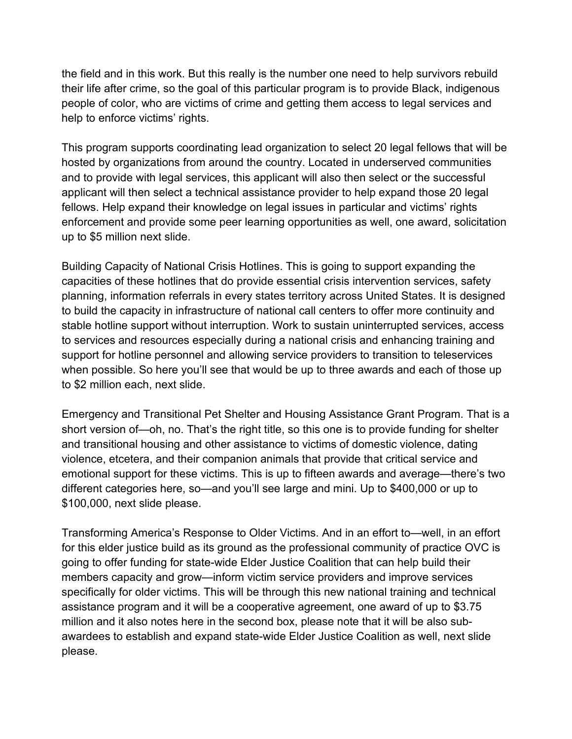the field and in this work. But this really is the number one need to help survivors rebuild their life after crime, so the goal of this particular program is to provide Black, indigenous people of color, who are victims of crime and getting them access to legal services and help to enforce victims' rights.

This program supports coordinating lead organization to select 20 legal fellows that will be hosted by organizations from around the country. Located in underserved communities and to provide with legal services, this applicant will also then select or the successful applicant will then select a technical assistance provider to help expand those 20 legal fellows. Help expand their knowledge on legal issues in particular and victims' rights enforcement and provide some peer learning opportunities as well, one award, solicitation up to $5 million next slide.

Building Capacity of National Crisis Hotlines. This is going to support expanding the capacities of these hotlines that do provide essential crisis intervention services, safety planning, information referrals in every states territory across United States. It is designed to build the capacity in infrastructure of national call centers to offer more continuity and stable hotline support without interruption. Work to sustain uninterrupted services, access to services and resources especially during a national crisis and enhancing training and support for hotline personnel and allowing service providers to transition to teleservices when possible. So here you'll see that would be up to three awards and each of those up to $2 million each, next slide.

Emergency and Transitional Pet Shelter and Housing Assistance Grant Program. That is a short version of—oh, no. That's the right title, so this one is to provide funding for shelter and transitional housing and other assistance to victims of domestic violence, dating violence, etcetera, and their companion animals that provide that critical service and emotional support for these victims. This is up to fifteen awards and average—there's two different categories here, so—and you'll see large and mini. Up to $400,000 or up to $100,000, next slide please.

Transforming America's Response to Older Victims. And in an effort to—well, in an effort for this elder justice build as its ground as the professional community of practice OVC is going to offer funding for state-wide Elder Justice Coalition that can help build their members capacity and grow—inform victim service providers and improve services specifically for older victims. This will be through this new national training and technical assistance program and it will be a cooperative agreement, one award of up to $3.75 million and it also notes here in the second box, please note that it will be also sub-awardees to establish and expand state-wide Elder Justice Coalition as well, next slide please.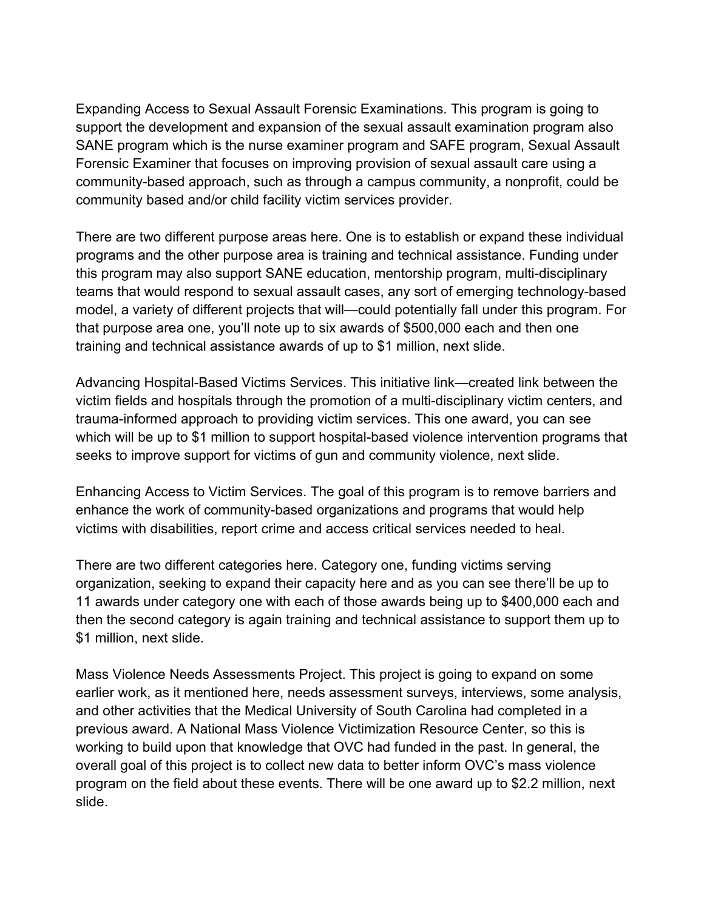Expanding Access to Sexual Assault Forensic Examinations. This program is going to support the development and expansion of the sexual assault examination program also SANE program which is the nurse examiner program and SAFE program, Sexual Assault Forensic Examiner that focuses on improving provision of sexual assault care using a community-based approach, such as through a campus community, a nonprofit, could be community based and/or child facility victim services provider.

There are two different purpose areas here. One is to establish or expand these individual programs and the other purpose area is training and technical assistance. Funding under this program may also support SANE education, mentorship program, multi-disciplinary teams that would respond to sexual assault cases, any sort of emerging technology-based model, a variety of different projects that will—could potentially fall under this program. For that purpose area one, you'll note up to six awards of $500,000 each and then one training and technical assistance awards of up to $1 million, next slide.

Advancing Hospital-Based Victims Services. This initiative link—created link between the victim fields and hospitals through the promotion of a multi-disciplinary victim centers, and trauma-informed approach to providing victim services. This one award, you can see which will be up to $1 million to support hospital-based violence intervention programs that seeks to improve support for victims of gun and community violence, next slide.

Enhancing Access to Victim Services. The goal of this program is to remove barriers and enhance the work of community-based organizations and programs that would help victims with disabilities, report crime and access critical services needed to heal.

There are two different categories here. Category one, funding victims serving organization, seeking to expand their capacity here and as you can see there'll be up to 11 awards under category one with each of those awards being up to $400,000 each and then the second category is again training and technical assistance to support them up to $1 million, next slide.

Mass Violence Needs Assessments Project. This project is going to expand on some earlier work, as it mentioned here, needs assessment surveys, interviews, some analysis, and other activities that the Medical University of South Carolina had completed in a previous award. A National Mass Violence Victimization Resource Center, so this is working to build upon that knowledge that OVC had funded in the past. In general, the overall goal of this project is to collect new data to better inform OVC's mass violence program on the field about these events. There will be one award up to $2.2 million, next slide.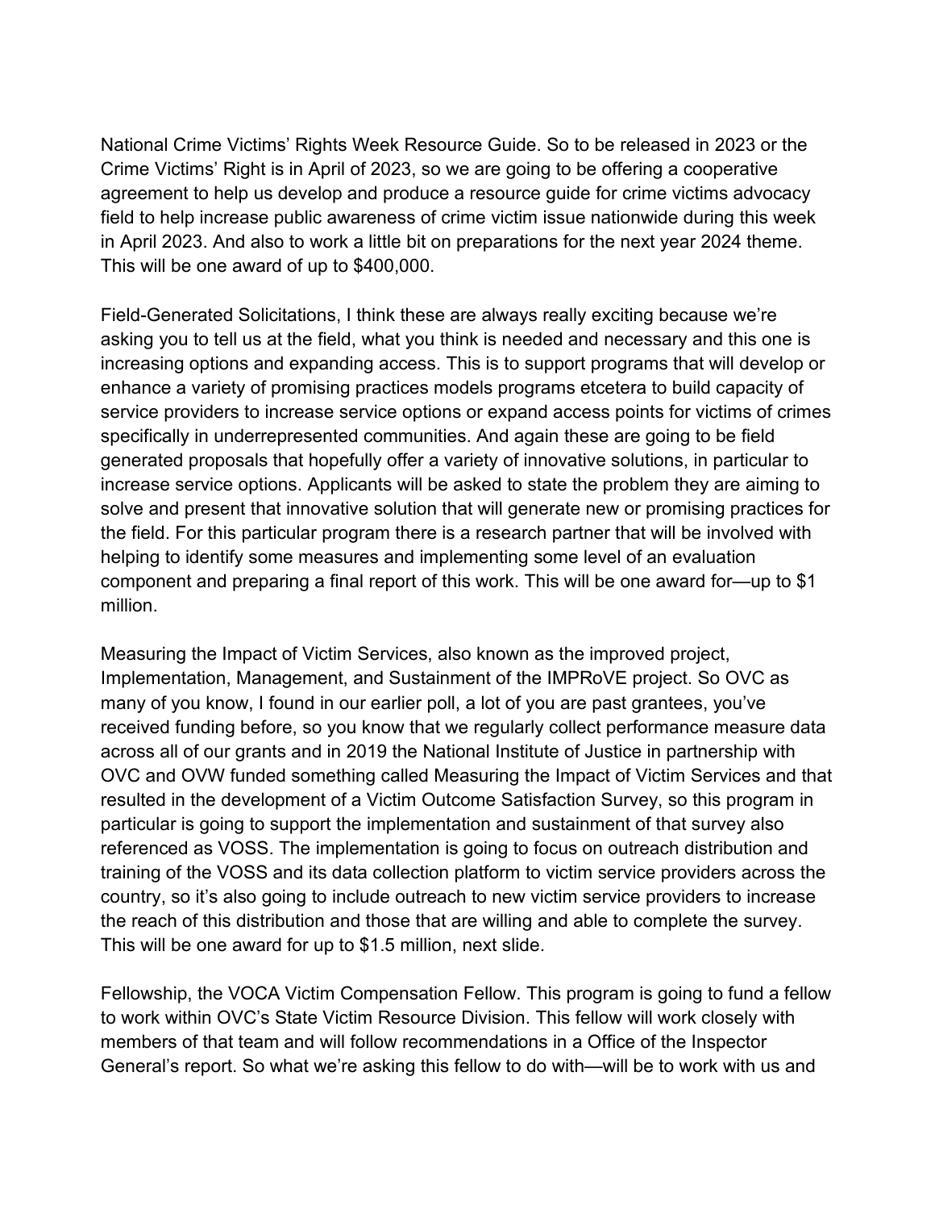National Crime Victims' Rights Week Resource Guide. So to be released in 2023 or the Crime Victims' Right is in April of 2023, so we are going to be offering a cooperative agreement to help us develop and produce a resource guide for crime victims advocacy field to help increase public awareness of crime victim issue nationwide during this week in April 2023. And also to work a little bit on preparations for the next year 2024 theme. This will be one award of up to $400,000.

Field-Generated Solicitations, I think these are always really exciting because we're asking you to tell us at the field, what you think is needed and necessary and this one is increasing options and expanding access. This is to support programs that will develop or enhance a variety of promising practices models programs etcetera to build capacity of service providers to increase service options or expand access points for victims of crimes specifically in underrepresented communities. And again these are going to be field generated proposals that hopefully offer a variety of innovative solutions, in particular to increase service options. Applicants will be asked to state the problem they are aiming to solve and present that innovative solution that will generate new or promising practices for the field. For this particular program there is a research partner that will be involved with helping to identify some measures and implementing some level of an evaluation component and preparing a final report of this work. This will be one award for—up to $1 million.

Measuring the Impact of Victim Services, also known as the improved project, Implementation, Management, and Sustainment of the IMPRoVE project. So OVC as many of you know, I found in our earlier poll, a lot of you are past grantees, you've received funding before, so you know that we regularly collect performance measure data across all of our grants and in 2019 the National Institute of Justice in partnership with OVC and OVW funded something called Measuring the Impact of Victim Services and that resulted in the development of a Victim Outcome Satisfaction Survey, so this program in particular is going to support the implementation and sustainment of that survey also referenced as VOSS. The implementation is going to focus on outreach distribution and training of the VOSS and its data collection platform to victim service providers across the country, so it's also going to include outreach to new victim service providers to increase the reach of this distribution and those that are willing and able to complete the survey. This will be one award for up to $1.5 million, next slide.

Fellowship, the VOCA Victim Compensation Fellow. This program is going to fund a fellow to work within OVC's State Victim Resource Division. This fellow will work closely with members of that team and will follow recommendations in a Office of the Inspector General's report. So what we're asking this fellow to do with—will be to work with us and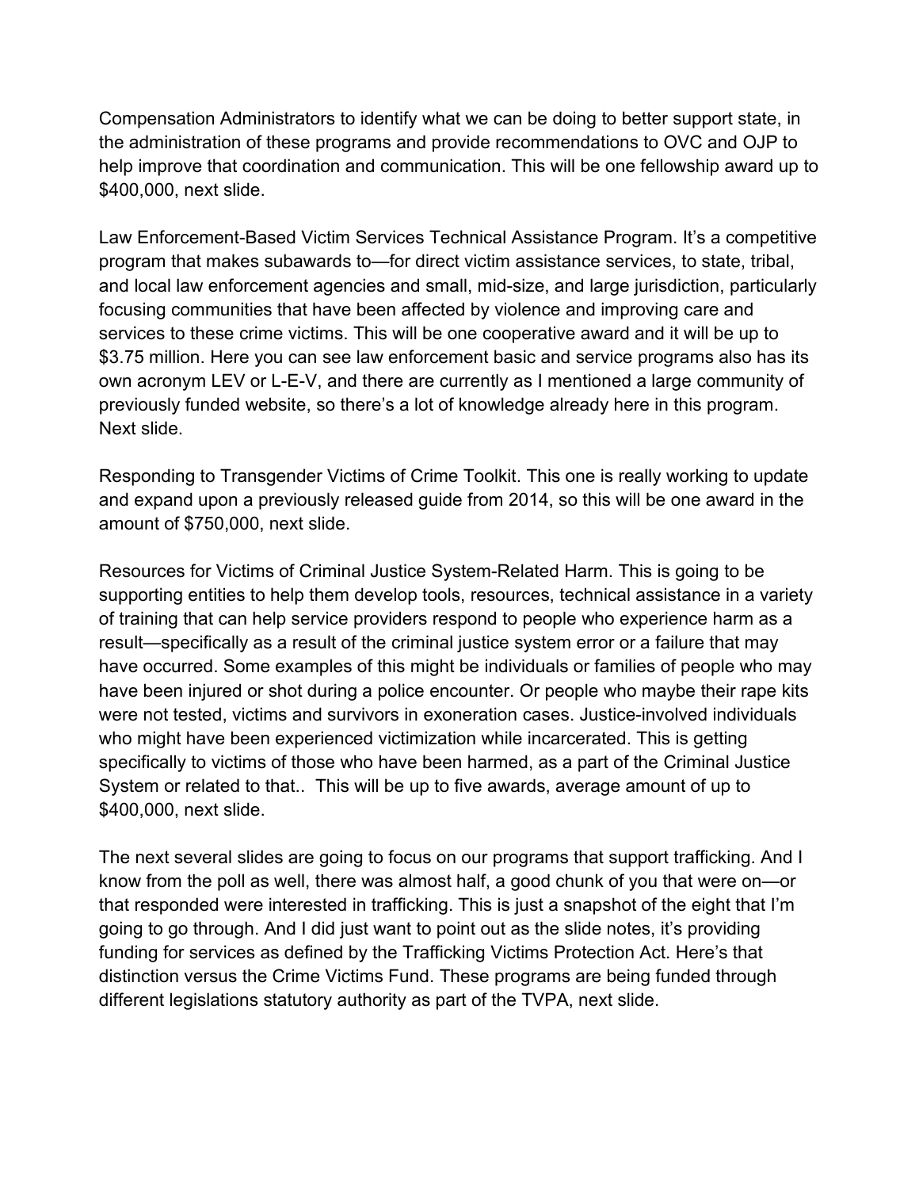Compensation Administrators to identify what we can be doing to better support state, in the administration of these programs and provide recommendations to OVC and OJP to help improve that coordination and communication. This will be one fellowship award up to $400,000, next slide.

Law Enforcement-Based Victim Services Technical Assistance Program. It's a competitive program that makes subawards to—for direct victim assistance services, to state, tribal, and local law enforcement agencies and small, mid-size, and large jurisdiction, particularly focusing communities that have been affected by violence and improving care and services to these crime victims. This will be one cooperative award and it will be up to $3.75 million. Here you can see law enforcement basic and service programs also has its own acronym LEV or L-E-V, and there are currently as I mentioned a large community of previously funded website, so there's a lot of knowledge already here in this program. Next slide.

Responding to Transgender Victims of Crime Toolkit. This one is really working to update and expand upon a previously released guide from 2014, so this will be one award in the amount of $750,000, next slide.

Resources for Victims of Criminal Justice System-Related Harm. This is going to be supporting entities to help them develop tools, resources, technical assistance in a variety of training that can help service providers respond to people who experience harm as a result—specifically as a result of the criminal justice system error or a failure that may have occurred. Some examples of this might be individuals or families of people who may have been injured or shot during a police encounter. Or people who maybe their rape kits were not tested, victims and survivors in exoneration cases. Justice-involved individuals who might have been experienced victimization while incarcerated. This is getting specifically to victims of those who have been harmed, as a part of the Criminal Justice System or related to that.. This will be up to five awards, average amount of up to $400,000, next slide.

The next several slides are going to focus on our programs that support trafficking. And I know from the poll as well, there was almost half, a good chunk of you that were on—or that responded were interested in trafficking. This is just a snapshot of the eight that I'm going to go through. And I did just want to point out as the slide notes, it's providing funding for services as defined by the Trafficking Victims Protection Act. Here's that distinction versus the Crime Victims Fund. These programs are being funded through different legislations statutory authority as part of the TVPA, next slide.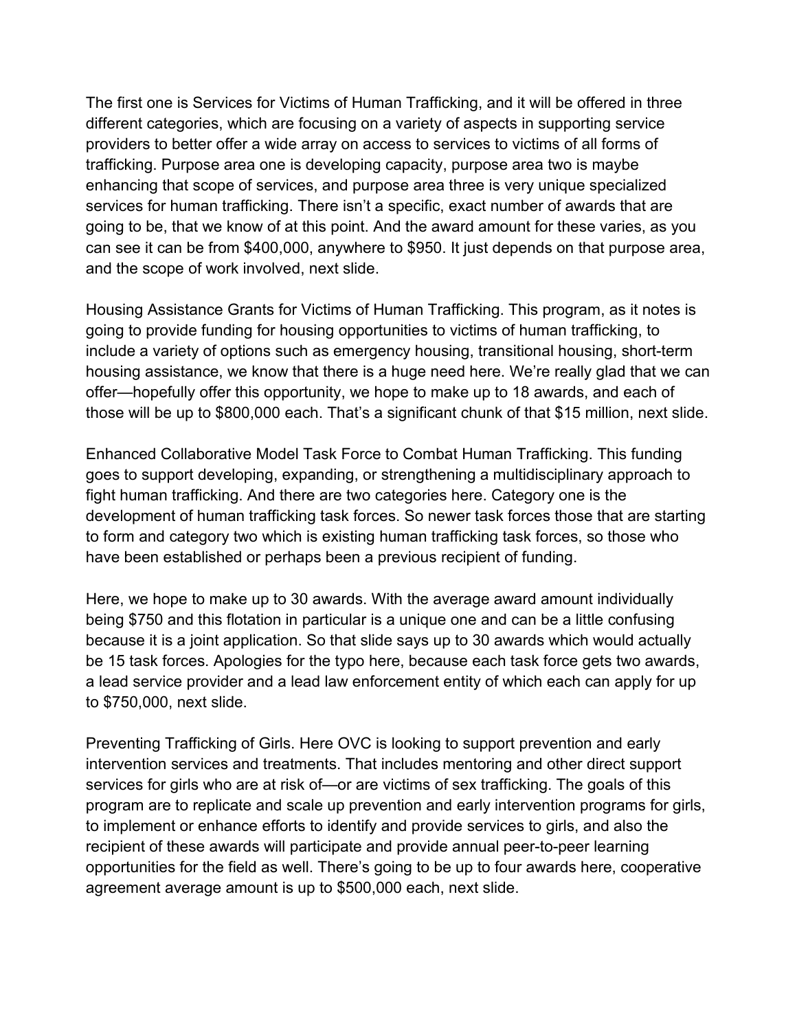The first one is Services for Victims of Human Trafficking, and it will be offered in three different categories, which are focusing on a variety of aspects in supporting service providers to better offer a wide array on access to services to victims of all forms of trafficking. Purpose area one is developing capacity, purpose area two is maybe enhancing that scope of services, and purpose area three is very unique specialized services for human trafficking. There isn't a specific, exact number of awards that are going to be, that we know of at this point. And the award amount for these varies, as you can see it can be from $400,000, anywhere to $950. It just depends on that purpose area, and the scope of work involved, next slide.

Housing Assistance Grants for Victims of Human Trafficking. This program, as it notes is going to provide funding for housing opportunities to victims of human trafficking, to include a variety of options such as emergency housing, transitional housing, short-term housing assistance, we know that there is a huge need here. We're really glad that we can offer—hopefully offer this opportunity, we hope to make up to 18 awards, and each of those will be up to $800,000 each. That's a significant chunk of that $15 million, next slide.

Enhanced Collaborative Model Task Force to Combat Human Trafficking. This funding goes to support developing, expanding, or strengthening a multidisciplinary approach to fight human trafficking. And there are two categories here. Category one is the development of human trafficking task forces. So newer task forces those that are starting to form and category two which is existing human trafficking task forces, so those who have been established or perhaps been a previous recipient of funding.

Here, we hope to make up to 30 awards. With the average award amount individually being $750 and this flotation in particular is a unique one and can be a little confusing because it is a joint application. So that slide says up to 30 awards which would actually be 15 task forces. Apologies for the typo here, because each task force gets two awards, a lead service provider and a lead law enforcement entity of which each can apply for up to $750,000, next slide.

Preventing Trafficking of Girls. Here OVC is looking to support prevention and early intervention services and treatments. That includes mentoring and other direct support services for girls who are at risk of—or are victims of sex trafficking. The goals of this program are to replicate and scale up prevention and early intervention programs for girls, to implement or enhance efforts to identify and provide services to girls, and also the recipient of these awards will participate and provide annual peer-to-peer learning opportunities for the field as well. There's going to be up to four awards here, cooperative agreement average amount is up to $500,000 each, next slide.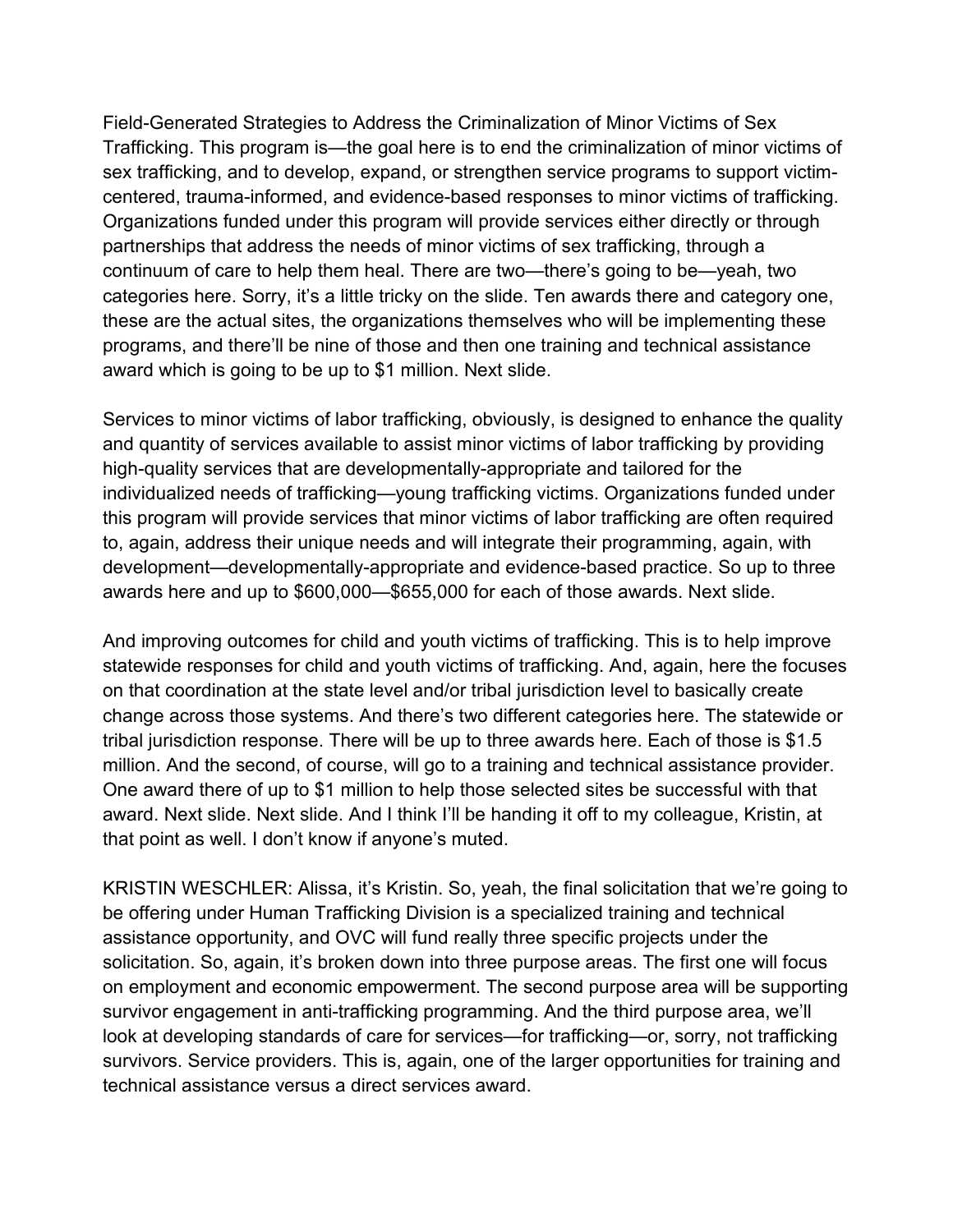Field-Generated Strategies to Address the Criminalization of Minor Victims of Sex Trafficking. This program is—the goal here is to end the criminalization of minor victims of sex trafficking, and to develop, expand, or strengthen service programs to support victim-centered, trauma-informed, and evidence-based responses to minor victims of trafficking. Organizations funded under this program will provide services either directly or through partnerships that address the needs of minor victims of sex trafficking, through a continuum of care to help them heal. There are two—there's going to be—yeah, two categories here. Sorry, it's a little tricky on the slide. Ten awards there and category one, these are the actual sites, the organizations themselves who will be implementing these programs, and there'll be nine of those and then one training and technical assistance award which is going to be up to $1 million. Next slide.

Services to minor victims of labor trafficking, obviously, is designed to enhance the quality and quantity of services available to assist minor victims of labor trafficking by providing high-quality services that are developmentally-appropriate and tailored for the individualized needs of trafficking—young trafficking victims. Organizations funded under this program will provide services that minor victims of labor trafficking are often required to, again, address their unique needs and will integrate their programming, again, with development—developmentally-appropriate and evidence-based practice. So up to three awards here and up to $600,000—$655,000 for each of those awards. Next slide.

And improving outcomes for child and youth victims of trafficking. This is to help improve statewide responses for child and youth victims of trafficking. And, again, here the focuses on that coordination at the state level and/or tribal jurisdiction level to basically create change across those systems. And there's two different categories here. The statewide or tribal jurisdiction response. There will be up to three awards here. Each of those is $1.5 million. And the second, of course, will go to a training and technical assistance provider. One award there of up to $1 million to help those selected sites be successful with that award. Next slide. Next slide. And I think I'll be handing it off to my colleague, Kristin, at that point as well. I don't know if anyone's muted.

KRISTIN WESCHLER: Alissa, it's Kristin. So, yeah, the final solicitation that we're going to be offering under Human Trafficking Division is a specialized training and technical assistance opportunity, and OVC will fund really three specific projects under the solicitation. So, again, it's broken down into three purpose areas. The first one will focus on employment and economic empowerment. The second purpose area will be supporting survivor engagement in anti-trafficking programming. And the third purpose area, we'll look at developing standards of care for services—for trafficking—or, sorry, not trafficking survivors. Service providers. This is, again, one of the larger opportunities for training and technical assistance versus a direct services award.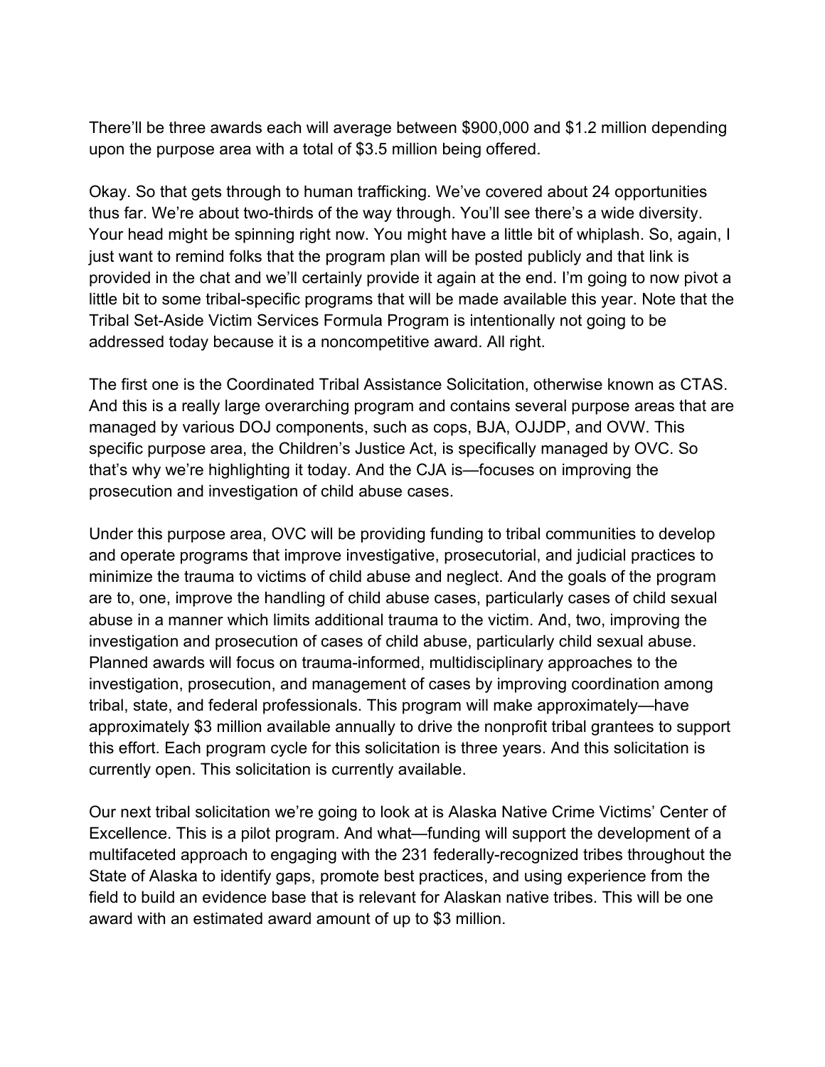There'll be three awards each will average between $900,000 and $1.2 million depending upon the purpose area with a total of $3.5 million being offered.

Okay. So that gets through to human trafficking. We've covered about 24 opportunities thus far. We're about two-thirds of the way through. You'll see there's a wide diversity. Your head might be spinning right now. You might have a little bit of whiplash. So, again, I just want to remind folks that the program plan will be posted publicly and that link is provided in the chat and we'll certainly provide it again at the end. I'm going to now pivot a little bit to some tribal-specific programs that will be made available this year. Note that the Tribal Set-Aside Victim Services Formula Program is intentionally not going to be addressed today because it is a noncompetitive award. All right.

The first one is the Coordinated Tribal Assistance Solicitation, otherwise known as CTAS. And this is a really large overarching program and contains several purpose areas that are managed by various DOJ components, such as cops, BJA, OJJDP, and OVW. This specific purpose area, the Children's Justice Act, is specifically managed by OVC. So that's why we're highlighting it today. And the CJA is—focuses on improving the prosecution and investigation of child abuse cases.

Under this purpose area, OVC will be providing funding to tribal communities to develop and operate programs that improve investigative, prosecutorial, and judicial practices to minimize the trauma to victims of child abuse and neglect. And the goals of the program are to, one, improve the handling of child abuse cases, particularly cases of child sexual abuse in a manner which limits additional trauma to the victim. And, two, improving the investigation and prosecution of cases of child abuse, particularly child sexual abuse. Planned awards will focus on trauma-informed, multidisciplinary approaches to the investigation, prosecution, and management of cases by improving coordination among tribal, state, and federal professionals. This program will make approximately—have approximately $3 million available annually to drive the nonprofit tribal grantees to support this effort. Each program cycle for this solicitation is three years. And this solicitation is currently open. This solicitation is currently available.

Our next tribal solicitation we're going to look at is Alaska Native Crime Victims' Center of Excellence. This is a pilot program. And what—funding will support the development of a multifaceted approach to engaging with the 231 federally-recognized tribes throughout the State of Alaska to identify gaps, promote best practices, and using experience from the field to build an evidence base that is relevant for Alaskan native tribes. This will be one award with an estimated award amount of up to $3 million.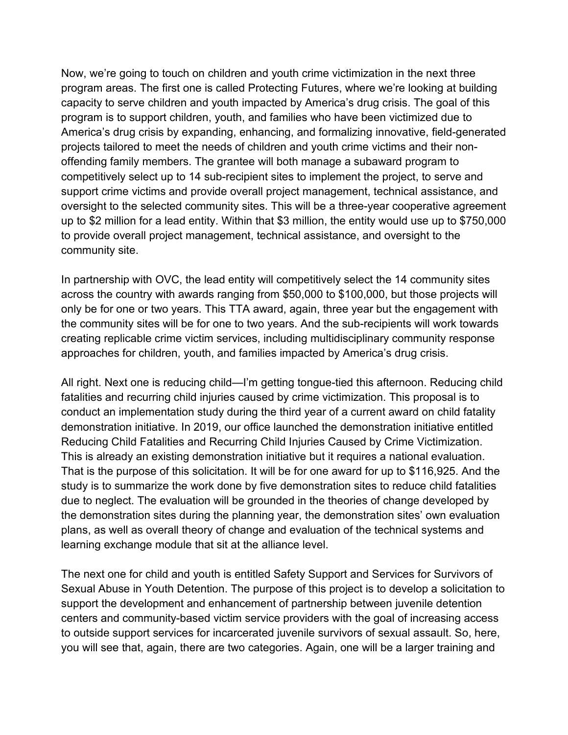Now, we’re going to touch on children and youth crime victimization in the next three program areas. The first one is called Protecting Futures, where we’re looking at building capacity to serve children and youth impacted by America’s drug crisis. The goal of this program is to support children, youth, and families who have been victimized due to America’s drug crisis by expanding, enhancing, and formalizing innovative, field-generated projects tailored to meet the needs of children and youth crime victims and their non-offending family members. The grantee will both manage a subaward program to competitively select up to 14 sub-recipient sites to implement the project, to serve and support crime victims and provide overall project management, technical assistance, and oversight to the selected community sites. This will be a three-year cooperative agreement up to $2 million for a lead entity. Within that $3 million, the entity would use up to $750,000 to provide overall project management, technical assistance, and oversight to the community site.

In partnership with OVC, the lead entity will competitively select the 14 community sites across the country with awards ranging from $50,000 to $100,000, but those projects will only be for one or two years. This TTA award, again, three year but the engagement with the community sites will be for one to two years. And the sub-recipients will work towards creating replicable crime victim services, including multidisciplinary community response approaches for children, youth, and families impacted by America’s drug crisis.

All right. Next one is reducing child—I’m getting tongue-tied this afternoon. Reducing child fatalities and recurring child injuries caused by crime victimization. This proposal is to conduct an implementation study during the third year of a current award on child fatality demonstration initiative. In 2019, our office launched the demonstration initiative entitled Reducing Child Fatalities and Recurring Child Injuries Caused by Crime Victimization. This is already an existing demonstration initiative but it requires a national evaluation. That is the purpose of this solicitation. It will be for one award for up to $116,925. And the study is to summarize the work done by five demonstration sites to reduce child fatalities due to neglect. The evaluation will be grounded in the theories of change developed by the demonstration sites during the planning year, the demonstration sites’ own evaluation plans, as well as overall theory of change and evaluation of the technical systems and learning exchange module that sit at the alliance level.

The next one for child and youth is entitled Safety Support and Services for Survivors of Sexual Abuse in Youth Detention. The purpose of this project is to develop a solicitation to support the development and enhancement of partnership between juvenile detention centers and community-based victim service providers with the goal of increasing access to outside support services for incarcerated juvenile survivors of sexual assault. So, here, you will see that, again, there are two categories. Again, one will be a larger training and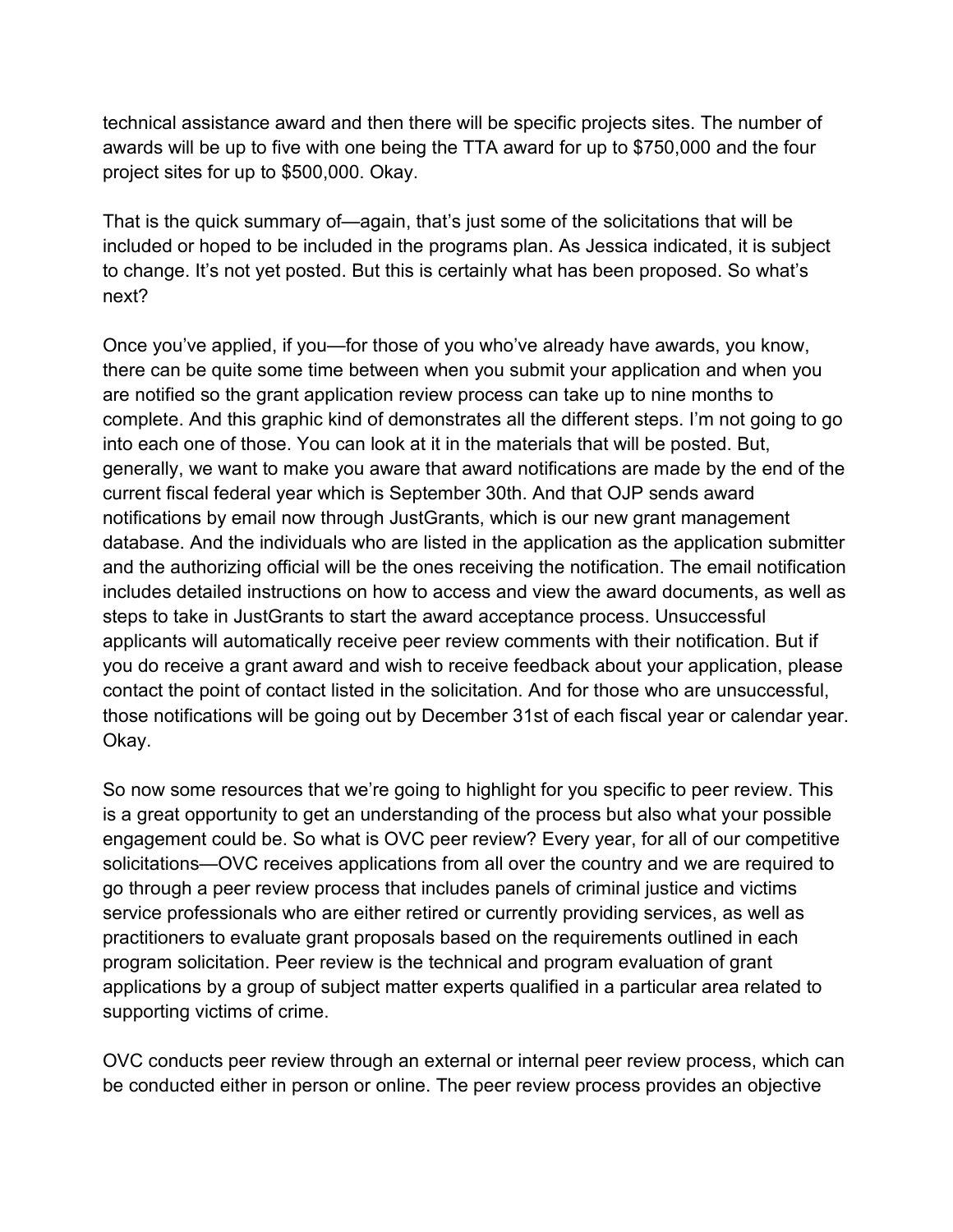technical assistance award and then there will be specific projects sites. The number of awards will be up to five with one being the TTA award for up to $750,000 and the four project sites for up to $500,000. Okay.

That is the quick summary of—again, that's just some of the solicitations that will be included or hoped to be included in the programs plan. As Jessica indicated, it is subject to change. It's not yet posted. But this is certainly what has been proposed. So what's next?

Once you've applied, if you—for those of you who've already have awards, you know, there can be quite some time between when you submit your application and when you are notified so the grant application review process can take up to nine months to complete. And this graphic kind of demonstrates all the different steps. I'm not going to go into each one of those. You can look at it in the materials that will be posted. But, generally, we want to make you aware that award notifications are made by the end of the current fiscal federal year which is September 30th. And that OJP sends award notifications by email now through JustGrants, which is our new grant management database. And the individuals who are listed in the application as the application submitter and the authorizing official will be the ones receiving the notification. The email notification includes detailed instructions on how to access and view the award documents, as well as steps to take in JustGrants to start the award acceptance process. Unsuccessful applicants will automatically receive peer review comments with their notification. But if you do receive a grant award and wish to receive feedback about your application, please contact the point of contact listed in the solicitation. And for those who are unsuccessful, those notifications will be going out by December 31st of each fiscal year or calendar year. Okay.

So now some resources that we're going to highlight for you specific to peer review. This is a great opportunity to get an understanding of the process but also what your possible engagement could be. So what is OVC peer review? Every year, for all of our competitive solicitations—OVC receives applications from all over the country and we are required to go through a peer review process that includes panels of criminal justice and victims service professionals who are either retired or currently providing services, as well as practitioners to evaluate grant proposals based on the requirements outlined in each program solicitation. Peer review is the technical and program evaluation of grant applications by a group of subject matter experts qualified in a particular area related to supporting victims of crime.

OVC conducts peer review through an external or internal peer review process, which can be conducted either in person or online. The peer review process provides an objective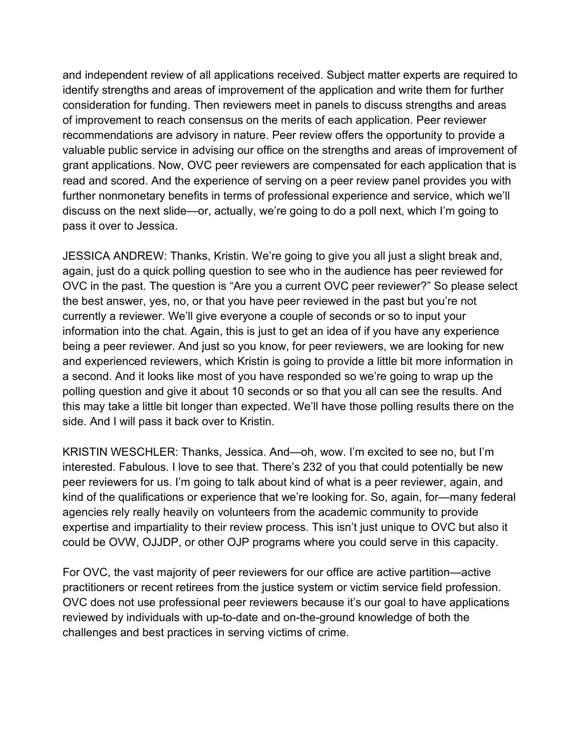and independent review of all applications received. Subject matter experts are required to identify strengths and areas of improvement of the application and write them for further consideration for funding. Then reviewers meet in panels to discuss strengths and areas of improvement to reach consensus on the merits of each application. Peer reviewer recommendations are advisory in nature. Peer review offers the opportunity to provide a valuable public service in advising our office on the strengths and areas of improvement of grant applications. Now, OVC peer reviewers are compensated for each application that is read and scored. And the experience of serving on a peer review panel provides you with further nonmonetary benefits in terms of professional experience and service, which we'll discuss on the next slide—or, actually, we're going to do a poll next, which I'm going to pass it over to Jessica.

JESSICA ANDREW: Thanks, Kristin. We're going to give you all just a slight break and, again, just do a quick polling question to see who in the audience has peer reviewed for OVC in the past. The question is "Are you a current OVC peer reviewer?" So please select the best answer, yes, no, or that you have peer reviewed in the past but you're not currently a reviewer. We'll give everyone a couple of seconds or so to input your information into the chat. Again, this is just to get an idea of if you have any experience being a peer reviewer. And just so you know, for peer reviewers, we are looking for new and experienced reviewers, which Kristin is going to provide a little bit more information in a second. And it looks like most of you have responded so we're going to wrap up the polling question and give it about 10 seconds or so that you all can see the results. And this may take a little bit longer than expected. We'll have those polling results there on the side. And I will pass it back over to Kristin.

KRISTIN WESCHLER: Thanks, Jessica. And—oh, wow. I'm excited to see no, but I'm interested. Fabulous. I love to see that. There's 232 of you that could potentially be new peer reviewers for us. I'm going to talk about kind of what is a peer reviewer, again, and kind of the qualifications or experience that we're looking for. So, again, for—many federal agencies rely really heavily on volunteers from the academic community to provide expertise and impartiality to their review process. This isn't just unique to OVC but also it could be OVW, OJJDP, or other OJP programs where you could serve in this capacity.

For OVC, the vast majority of peer reviewers for our office are active partition—active practitioners or recent retirees from the justice system or victim service field profession. OVC does not use professional peer reviewers because it's our goal to have applications reviewed by individuals with up-to-date and on-the-ground knowledge of both the challenges and best practices in serving victims of crime.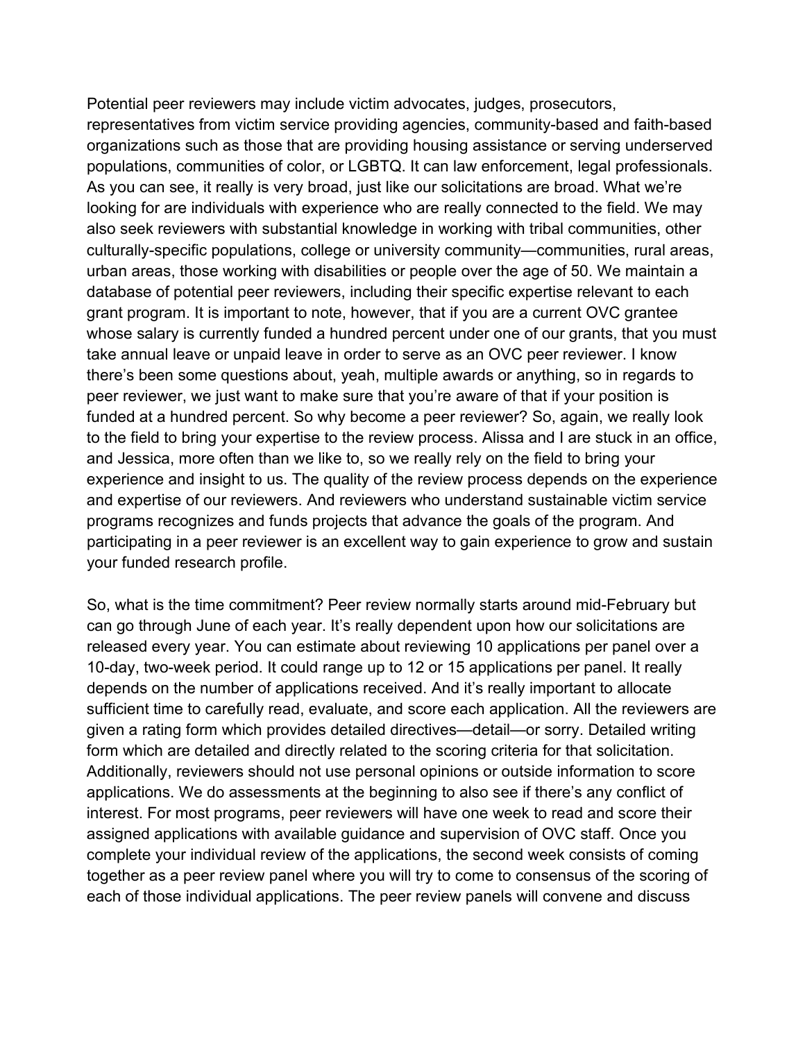Potential peer reviewers may include victim advocates, judges, prosecutors, representatives from victim service providing agencies, community-based and faith-based organizations such as those that are providing housing assistance or serving underserved populations, communities of color, or LGBTQ. It can law enforcement, legal professionals. As you can see, it really is very broad, just like our solicitations are broad. What we're looking for are individuals with experience who are really connected to the field. We may also seek reviewers with substantial knowledge in working with tribal communities, other culturally-specific populations, college or university community—communities, rural areas, urban areas, those working with disabilities or people over the age of 50. We maintain a database of potential peer reviewers, including their specific expertise relevant to each grant program. It is important to note, however, that if you are a current OVC grantee whose salary is currently funded a hundred percent under one of our grants, that you must take annual leave or unpaid leave in order to serve as an OVC peer reviewer. I know there's been some questions about, yeah, multiple awards or anything, so in regards to peer reviewer, we just want to make sure that you're aware of that if your position is funded at a hundred percent. So why become a peer reviewer? So, again, we really look to the field to bring your expertise to the review process. Alissa and I are stuck in an office, and Jessica, more often than we like to, so we really rely on the field to bring your experience and insight to us. The quality of the review process depends on the experience and expertise of our reviewers. And reviewers who understand sustainable victim service programs recognizes and funds projects that advance the goals of the program. And participating in a peer reviewer is an excellent way to gain experience to grow and sustain your funded research profile.

So, what is the time commitment? Peer review normally starts around mid-February but can go through June of each year. It's really dependent upon how our solicitations are released every year. You can estimate about reviewing 10 applications per panel over a 10-day, two-week period. It could range up to 12 or 15 applications per panel. It really depends on the number of applications received. And it's really important to allocate sufficient time to carefully read, evaluate, and score each application. All the reviewers are given a rating form which provides detailed directives—detail—or sorry. Detailed writing form which are detailed and directly related to the scoring criteria for that solicitation. Additionally, reviewers should not use personal opinions or outside information to score applications. We do assessments at the beginning to also see if there's any conflict of interest. For most programs, peer reviewers will have one week to read and score their assigned applications with available guidance and supervision of OVC staff. Once you complete your individual review of the applications, the second week consists of coming together as a peer review panel where you will try to come to consensus of the scoring of each of those individual applications. The peer review panels will convene and discuss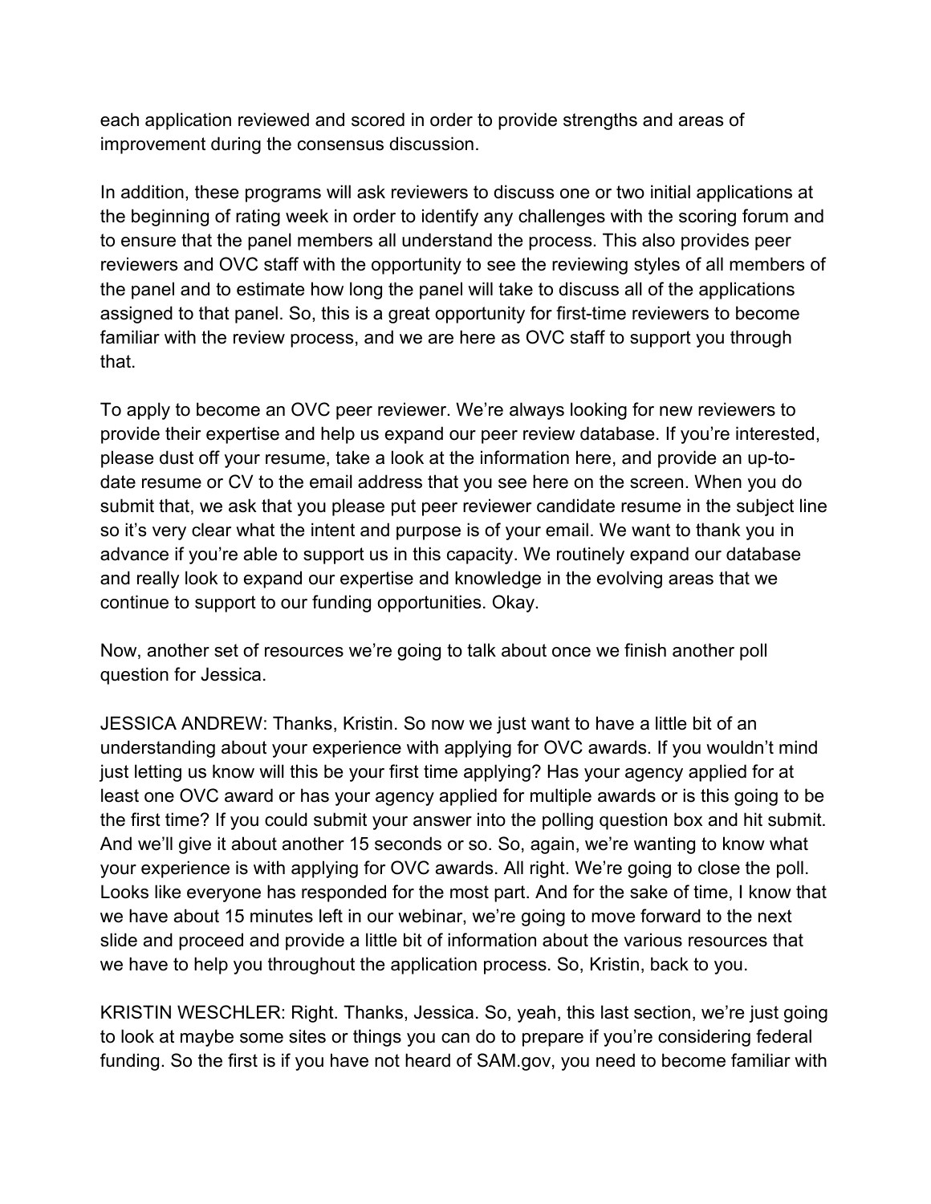each application reviewed and scored in order to provide strengths and areas of improvement during the consensus discussion.

In addition, these programs will ask reviewers to discuss one or two initial applications at the beginning of rating week in order to identify any challenges with the scoring forum and to ensure that the panel members all understand the process. This also provides peer reviewers and OVC staff with the opportunity to see the reviewing styles of all members of the panel and to estimate how long the panel will take to discuss all of the applications assigned to that panel. So, this is a great opportunity for first-time reviewers to become familiar with the review process, and we are here as OVC staff to support you through that.

To apply to become an OVC peer reviewer. We're always looking for new reviewers to provide their expertise and help us expand our peer review database. If you're interested, please dust off your resume, take a look at the information here, and provide an up-to-date resume or CV to the email address that you see here on the screen. When you do submit that, we ask that you please put peer reviewer candidate resume in the subject line so it's very clear what the intent and purpose is of your email. We want to thank you in advance if you're able to support us in this capacity. We routinely expand our database and really look to expand our expertise and knowledge in the evolving areas that we continue to support to our funding opportunities. Okay.

Now, another set of resources we're going to talk about once we finish another poll question for Jessica.

JESSICA ANDREW: Thanks, Kristin. So now we just want to have a little bit of an understanding about your experience with applying for OVC awards. If you wouldn't mind just letting us know will this be your first time applying? Has your agency applied for at least one OVC award or has your agency applied for multiple awards or is this going to be the first time? If you could submit your answer into the polling question box and hit submit. And we'll give it about another 15 seconds or so. So, again, we're wanting to know what your experience is with applying for OVC awards. All right. We're going to close the poll. Looks like everyone has responded for the most part. And for the sake of time, I know that we have about 15 minutes left in our webinar, we're going to move forward to the next slide and proceed and provide a little bit of information about the various resources that we have to help you throughout the application process. So, Kristin, back to you.

KRISTIN WESCHLER: Right. Thanks, Jessica. So, yeah, this last section, we're just going to look at maybe some sites or things you can do to prepare if you're considering federal funding. So the first is if you have not heard of SAM.gov, you need to become familiar with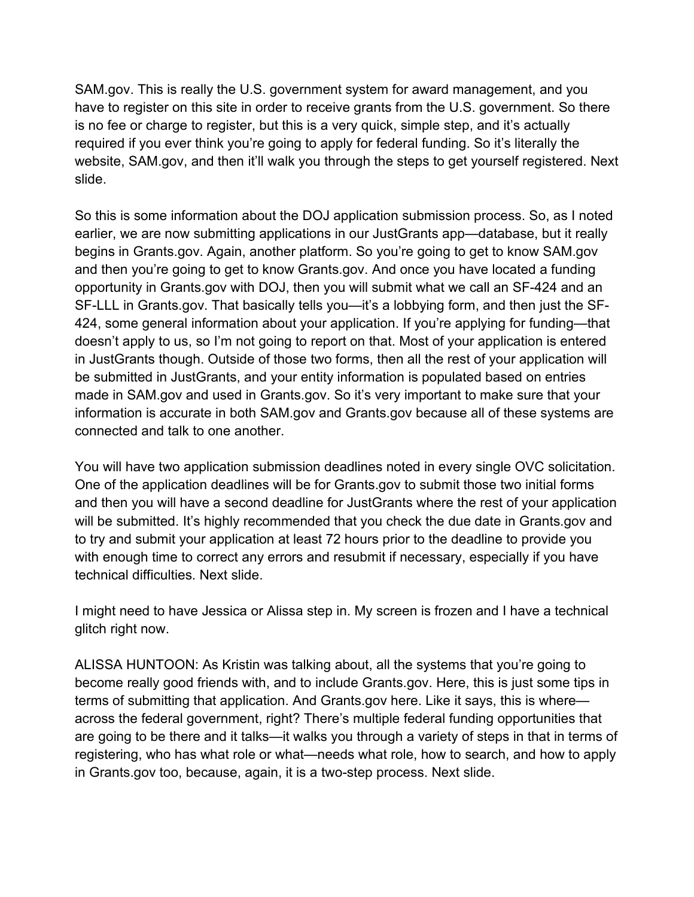SAM.gov. This is really the U.S. government system for award management, and you have to register on this site in order to receive grants from the U.S. government. So there is no fee or charge to register, but this is a very quick, simple step, and it's actually required if you ever think you're going to apply for federal funding. So it's literally the website, SAM.gov, and then it'll walk you through the steps to get yourself registered. Next slide.

So this is some information about the DOJ application submission process. So, as I noted earlier, we are now submitting applications in our JustGrants app—database, but it really begins in Grants.gov. Again, another platform. So you're going to get to know SAM.gov and then you're going to get to know Grants.gov. And once you have located a funding opportunity in Grants.gov with DOJ, then you will submit what we call an SF-424 and an SF-LLL in Grants.gov. That basically tells you—it's a lobbying form, and then just the SF-424, some general information about your application. If you're applying for funding—that doesn't apply to us, so I'm not going to report on that. Most of your application is entered in JustGrants though. Outside of those two forms, then all the rest of your application will be submitted in JustGrants, and your entity information is populated based on entries made in SAM.gov and used in Grants.gov. So it's very important to make sure that your information is accurate in both SAM.gov and Grants.gov because all of these systems are connected and talk to one another.

You will have two application submission deadlines noted in every single OVC solicitation. One of the application deadlines will be for Grants.gov to submit those two initial forms and then you will have a second deadline for JustGrants where the rest of your application will be submitted. It's highly recommended that you check the due date in Grants.gov and to try and submit your application at least 72 hours prior to the deadline to provide you with enough time to correct any errors and resubmit if necessary, especially if you have technical difficulties. Next slide.

I might need to have Jessica or Alissa step in. My screen is frozen and I have a technical glitch right now.

ALISSA HUNTOON: As Kristin was talking about, all the systems that you're going to become really good friends with, and to include Grants.gov. Here, this is just some tips in terms of submitting that application. And Grants.gov here. Like it says, this is where—across the federal government, right? There's multiple federal funding opportunities that are going to be there and it talks—it walks you through a variety of steps in that in terms of registering, who has what role or what—needs what role, how to search, and how to apply in Grants.gov too, because, again, it is a two-step process. Next slide.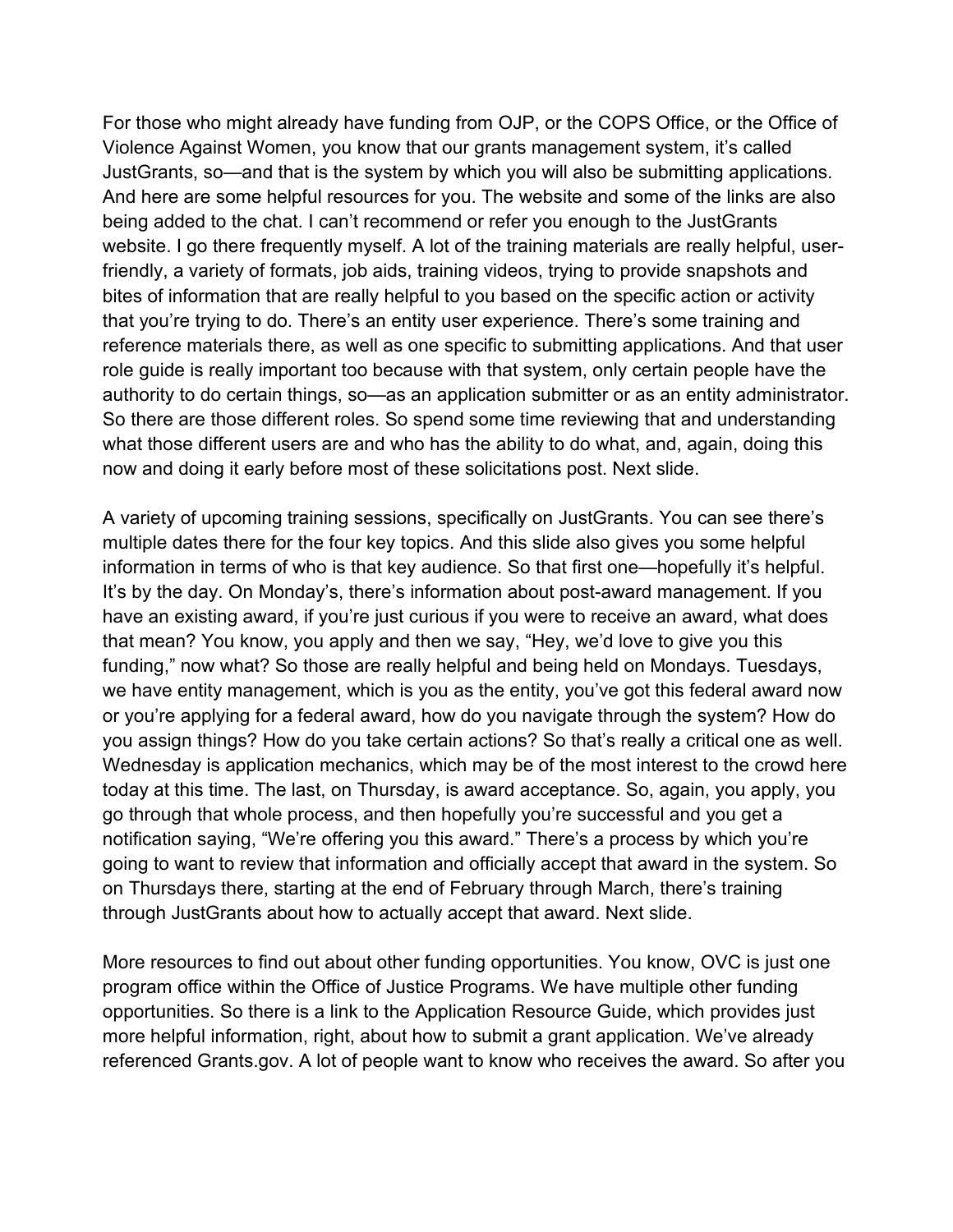For those who might already have funding from OJP, or the COPS Office, or the Office of Violence Against Women, you know that our grants management system, it's called JustGrants, so—and that is the system by which you will also be submitting applications. And here are some helpful resources for you. The website and some of the links are also being added to the chat. I can't recommend or refer you enough to the JustGrants website. I go there frequently myself. A lot of the training materials are really helpful, user-friendly, a variety of formats, job aids, training videos, trying to provide snapshots and bites of information that are really helpful to you based on the specific action or activity that you're trying to do. There's an entity user experience. There's some training and reference materials there, as well as one specific to submitting applications. And that user role guide is really important too because with that system, only certain people have the authority to do certain things, so—as an application submitter or as an entity administrator. So there are those different roles. So spend some time reviewing that and understanding what those different users are and who has the ability to do what, and, again, doing this now and doing it early before most of these solicitations post. Next slide.

A variety of upcoming training sessions, specifically on JustGrants. You can see there's multiple dates there for the four key topics. And this slide also gives you some helpful information in terms of who is that key audience. So that first one—hopefully it's helpful. It's by the day. On Monday's, there's information about post-award management. If you have an existing award, if you're just curious if you were to receive an award, what does that mean? You know, you apply and then we say, "Hey, we'd love to give you this funding," now what? So those are really helpful and being held on Mondays. Tuesdays, we have entity management, which is you as the entity, you've got this federal award now or you're applying for a federal award, how do you navigate through the system? How do you assign things? How do you take certain actions? So that's really a critical one as well. Wednesday is application mechanics, which may be of the most interest to the crowd here today at this time. The last, on Thursday, is award acceptance. So, again, you apply, you go through that whole process, and then hopefully you're successful and you get a notification saying, "We're offering you this award." There's a process by which you're going to want to review that information and officially accept that award in the system. So on Thursdays there, starting at the end of February through March, there's training through JustGrants about how to actually accept that award. Next slide.

More resources to find out about other funding opportunities. You know, OVC is just one program office within the Office of Justice Programs. We have multiple other funding opportunities. So there is a link to the Application Resource Guide, which provides just more helpful information, right, about how to submit a grant application. We've already referenced Grants.gov. A lot of people want to know who receives the award. So after you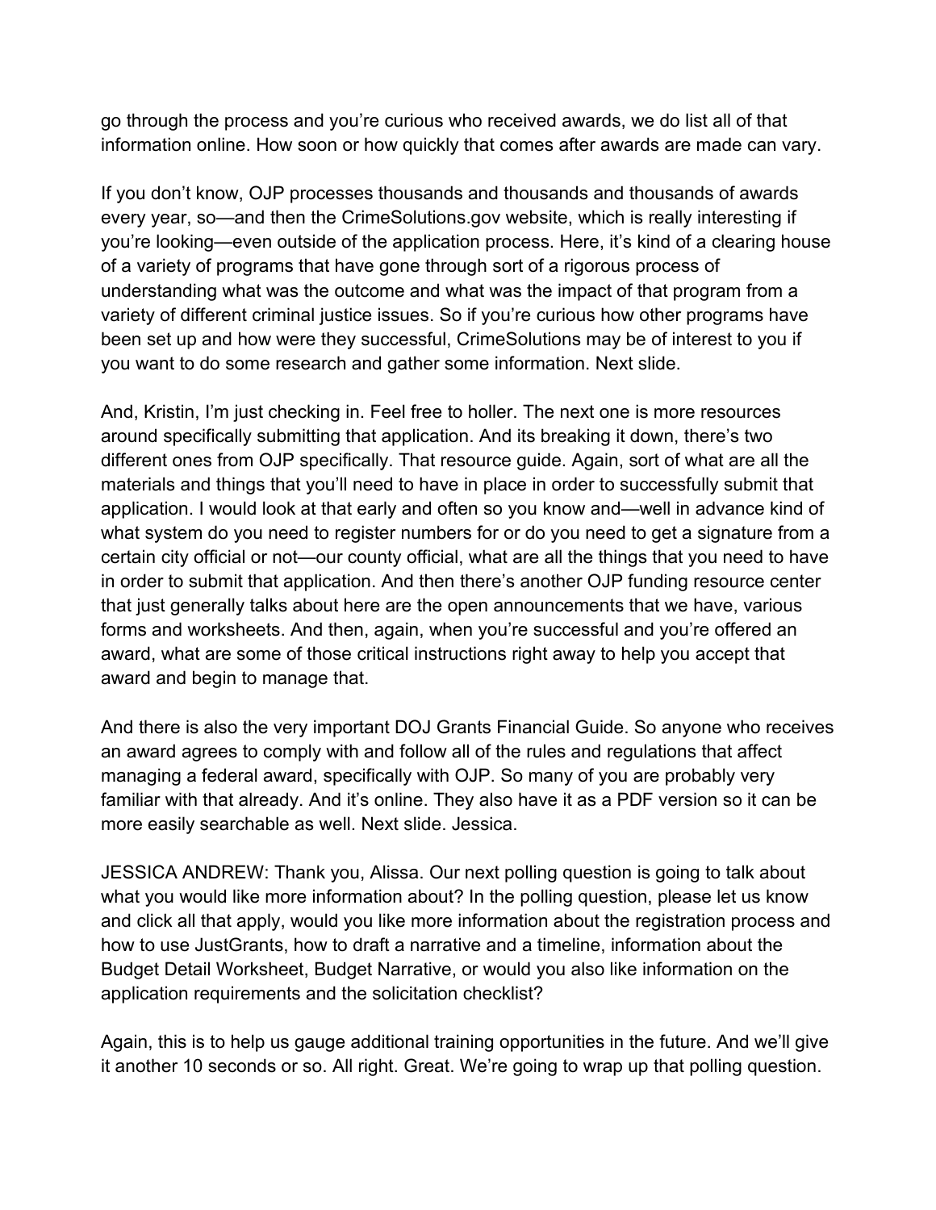go through the process and you're curious who received awards, we do list all of that information online. How soon or how quickly that comes after awards are made can vary.

If you don't know, OJP processes thousands and thousands and thousands of awards every year, so—and then the CrimeSolutions.gov website, which is really interesting if you're looking—even outside of the application process. Here, it's kind of a clearing house of a variety of programs that have gone through sort of a rigorous process of understanding what was the outcome and what was the impact of that program from a variety of different criminal justice issues. So if you're curious how other programs have been set up and how were they successful, CrimeSolutions may be of interest to you if you want to do some research and gather some information. Next slide.

And, Kristin, I'm just checking in. Feel free to holler. The next one is more resources around specifically submitting that application. And its breaking it down, there's two different ones from OJP specifically. That resource guide. Again, sort of what are all the materials and things that you'll need to have in place in order to successfully submit that application. I would look at that early and often so you know and—well in advance kind of what system do you need to register numbers for or do you need to get a signature from a certain city official or not—our county official, what are all the things that you need to have in order to submit that application. And then there's another OJP funding resource center that just generally talks about here are the open announcements that we have, various forms and worksheets. And then, again, when you're successful and you're offered an award, what are some of those critical instructions right away to help you accept that award and begin to manage that.

And there is also the very important DOJ Grants Financial Guide. So anyone who receives an award agrees to comply with and follow all of the rules and regulations that affect managing a federal award, specifically with OJP. So many of you are probably very familiar with that already. And it's online. They also have it as a PDF version so it can be more easily searchable as well. Next slide. Jessica.

JESSICA ANDREW: Thank you, Alissa. Our next polling question is going to talk about what you would like more information about? In the polling question, please let us know and click all that apply, would you like more information about the registration process and how to use JustGrants, how to draft a narrative and a timeline, information about the Budget Detail Worksheet, Budget Narrative, or would you also like information on the application requirements and the solicitation checklist?

Again, this is to help us gauge additional training opportunities in the future. And we'll give it another 10 seconds or so. All right. Great. We're going to wrap up that polling question.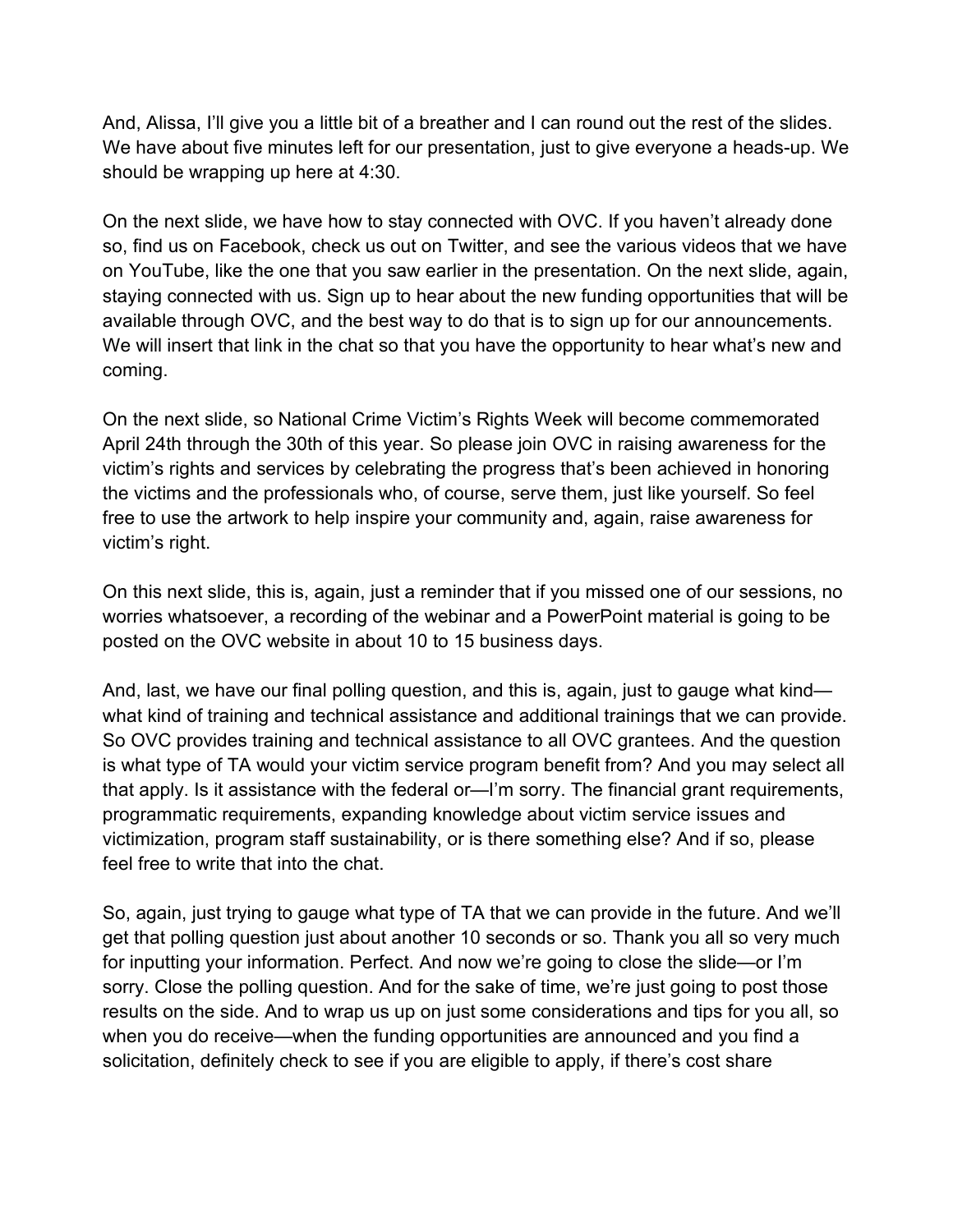And, Alissa, I'll give you a little bit of a breather and I can round out the rest of the slides. We have about five minutes left for our presentation, just to give everyone a heads-up. We should be wrapping up here at 4:30.

On the next slide, we have how to stay connected with OVC. If you haven't already done so, find us on Facebook, check us out on Twitter, and see the various videos that we have on YouTube, like the one that you saw earlier in the presentation. On the next slide, again, staying connected with us. Sign up to hear about the new funding opportunities that will be available through OVC, and the best way to do that is to sign up for our announcements. We will insert that link in the chat so that you have the opportunity to hear what's new and coming.

On the next slide, so National Crime Victim's Rights Week will become commemorated April 24th through the 30th of this year. So please join OVC in raising awareness for the victim's rights and services by celebrating the progress that's been achieved in honoring the victims and the professionals who, of course, serve them, just like yourself. So feel free to use the artwork to help inspire your community and, again, raise awareness for victim's right.

On this next slide, this is, again, just a reminder that if you missed one of our sessions, no worries whatsoever, a recording of the webinar and a PowerPoint material is going to be posted on the OVC website in about 10 to 15 business days.

And, last, we have our final polling question, and this is, again, just to gauge what kind—what kind of training and technical assistance and additional trainings that we can provide. So OVC provides training and technical assistance to all OVC grantees. And the question is what type of TA would your victim service program benefit from? And you may select all that apply. Is it assistance with the federal or—I'm sorry. The financial grant requirements, programmatic requirements, expanding knowledge about victim service issues and victimization, program staff sustainability, or is there something else? And if so, please feel free to write that into the chat.

So, again, just trying to gauge what type of TA that we can provide in the future. And we'll get that polling question just about another 10 seconds or so. Thank you all so very much for inputting your information. Perfect. And now we're going to close the slide—or I'm sorry. Close the polling question. And for the sake of time, we're just going to post those results on the side. And to wrap us up on just some considerations and tips for you all, so when you do receive—when the funding opportunities are announced and you find a solicitation, definitely check to see if you are eligible to apply, if there's cost share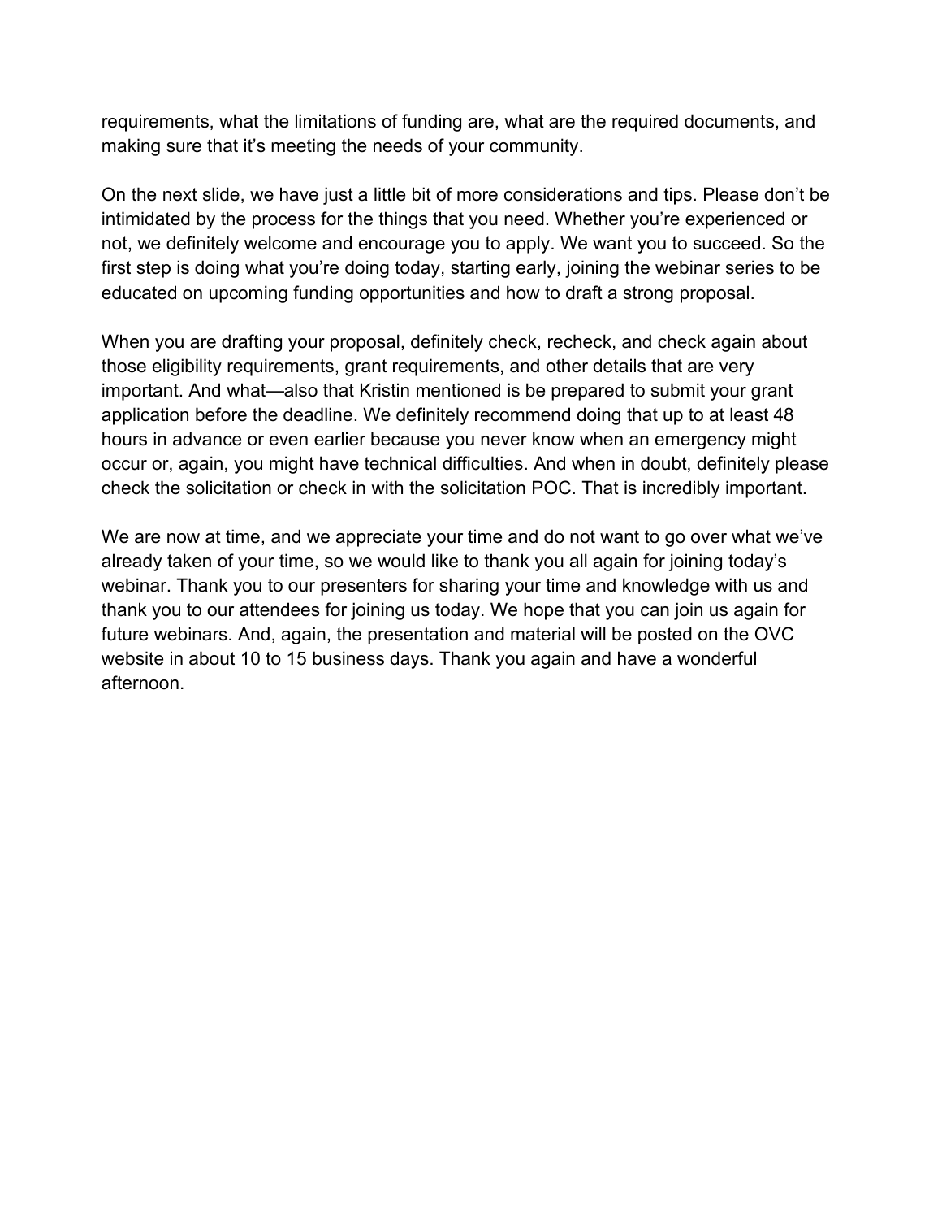requirements, what the limitations of funding are, what are the required documents, and making sure that it's meeting the needs of your community.

On the next slide, we have just a little bit of more considerations and tips. Please don't be intimidated by the process for the things that you need. Whether you're experienced or not, we definitely welcome and encourage you to apply. We want you to succeed. So the first step is doing what you're doing today, starting early, joining the webinar series to be educated on upcoming funding opportunities and how to draft a strong proposal.

When you are drafting your proposal, definitely check, recheck, and check again about those eligibility requirements, grant requirements, and other details that are very important. And what—also that Kristin mentioned is be prepared to submit your grant application before the deadline. We definitely recommend doing that up to at least 48 hours in advance or even earlier because you never know when an emergency might occur or, again, you might have technical difficulties. And when in doubt, definitely please check the solicitation or check in with the solicitation POC. That is incredibly important.

We are now at time, and we appreciate your time and do not want to go over what we've already taken of your time, so we would like to thank you all again for joining today's webinar. Thank you to our presenters for sharing your time and knowledge with us and thank you to our attendees for joining us today. We hope that you can join us again for future webinars. And, again, the presentation and material will be posted on the OVC website in about 10 to 15 business days. Thank you again and have a wonderful afternoon.